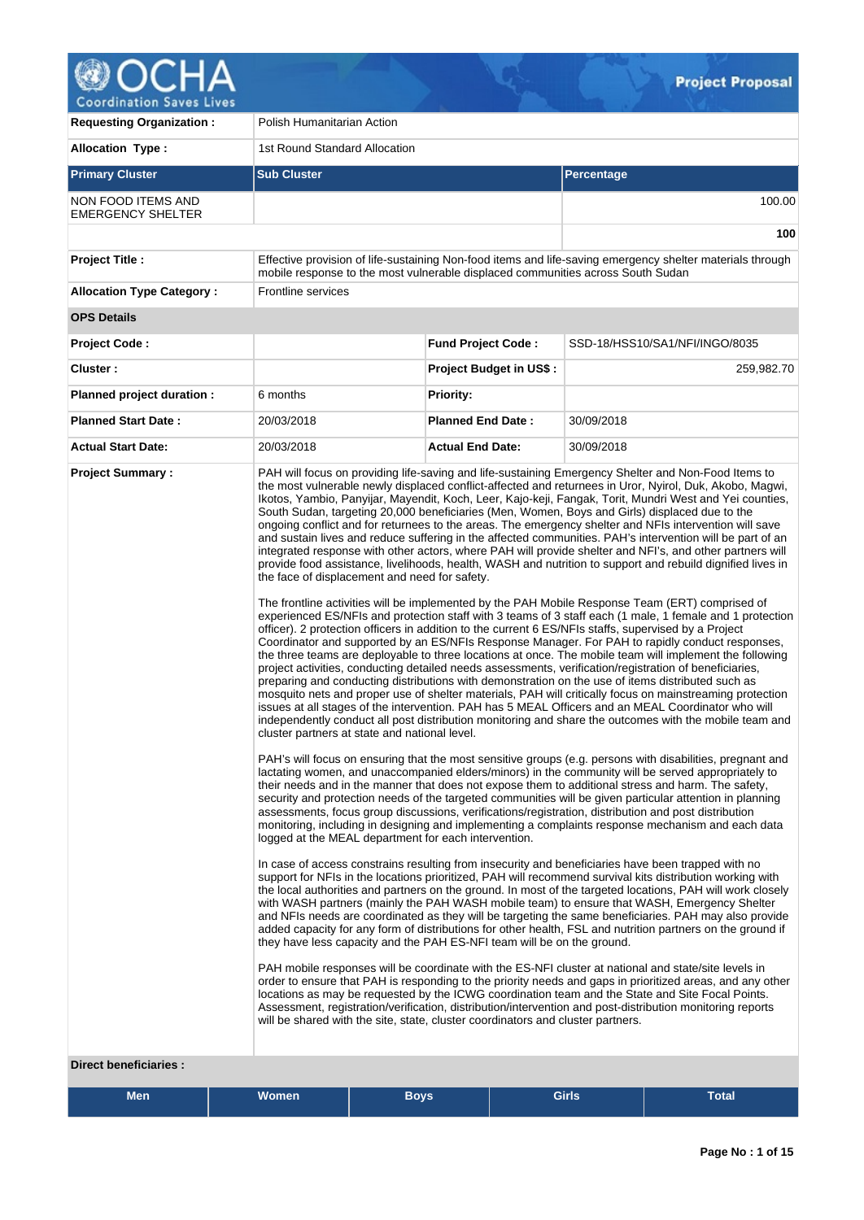# OCHA Coordination Saves Lives — Project Proposal

| | | | |
|---|---|---|---|
| **Requesting Organization :** | Polish Humanitarian Action | | |
| **Allocation Type :** | 1st Round Standard Allocation | | |

| Primary Cluster | Sub Cluster | Percentage |
|---|---|---|
| NON FOOD ITEMS AND EMERGENCY SHELTER | | 100.00 |
| | | **100** |

| | |
|---|---|
| **Project Title :** | Effective provision of life-sustaining Non-food items and life-saving emergency shelter materials through mobile response to the most vulnerable displaced communities across South Sudan |
| **Allocation Type Category :** | Frontline services |

**OPS Details**

| | | | |
|---|---|---|---|
| **Project Code :** | | **Fund Project Code :** | SSD-18/HSS10/SA1/NFI/INGO/8035 |
| **Cluster :** | | **Project Budget in US$ :** | 259,982.70 |
| **Planned project duration :** | 6 months | **Priority:** | |
| **Planned Start Date :** | 20/03/2018 | **Planned End Date :** | 30/09/2018 |
| **Actual Start Date:** | 20/03/2018 | **Actual End Date:** | 30/09/2018 |

**Project Summary :**

PAH will focus on providing life-saving and life-sustaining Emergency Shelter and Non-Food Items to the most vulnerable newly displaced conflict-affected and returnees in Uror, Nyirol, Duk, Akobo, Magwi, Ikotos, Yambio, Panyijar, Mayendit, Koch, Leer, Kajo-keji, Fangak, Torit, Mundri West and Yei counties, South Sudan, targeting 20,000 beneficiaries (Men, Women, Boys and Girls) displaced due to the ongoing conflict and for returnees to the areas. The emergency shelter and NFIs intervention will save and sustain lives and reduce suffering in the affected communities. PAH's intervention will be part of an integrated response with other actors, where PAH will provide shelter and NFI's, and other partners will provide food assistance, livelihoods, health, WASH and nutrition to support and rebuild dignified lives in the face of displacement and need for safety.

The frontline activities will be implemented by the PAH Mobile Response Team (ERT) comprised of experienced ES/NFIs and protection staff with 3 teams of 3 staff each (1 male, 1 female and 1 protection officer). 2 protection officers in addition to the current 6 ES/NFIs staffs, supervised by a Project Coordinator and supported by an ES/NFIs Response Manager. For PAH to rapidly conduct responses, the three teams are deployable to three locations at once. The mobile team will implement the following project activities, conducting detailed needs assessments, verification/registration of beneficiaries, preparing and conducting distributions with demonstration on the use of items distributed such as mosquito nets and proper use of shelter materials, PAH will critically focus on mainstreaming protection issues at all stages of the intervention. PAH has 5 MEAL Officers and an MEAL Coordinator who will independently conduct all post distribution monitoring and share the outcomes with the mobile team and cluster partners at state and national level.

PAH's will focus on ensuring that the most sensitive groups (e.g. persons with disabilities, pregnant and lactating women, and unaccompanied elders/minors) in the community will be served appropriately to their needs and in the manner that does not expose them to additional stress and harm. The safety, security and protection needs of the targeted communities will be given particular attention in planning assessments, focus group discussions, verifications/registration, distribution and post distribution monitoring, including in designing and implementing a complaints response mechanism and each data logged at the MEAL department for each intervention.

In case of access constrains resulting from insecurity and beneficiaries have been trapped with no support for NFIs in the locations prioritized, PAH will recommend survival kits distribution working with the local authorities and partners on the ground. In most of the targeted locations, PAH will work closely with WASH partners (mainly the PAH WASH mobile team) to ensure that WASH, Emergency Shelter and NFIs needs are coordinated as they will be targeting the same beneficiaries. PAH may also provide added capacity for any form of distributions for other health, FSL and nutrition partners on the ground if they have less capacity and the PAH ES-NFI team will be on the ground.

PAH mobile responses will be coordinate with the ES-NFI cluster at national and state/site levels in order to ensure that PAH is responding to the priority needs and gaps in prioritized areas, and any other locations as may be requested by the ICWG coordination team and the State and Site Focal Points. Assessment, registration/verification, distribution/intervention and post-distribution monitoring reports will be shared with the site, state, cluster coordinators and cluster partners.

**Direct beneficiaries :**

| Men | Women | Boys | Girls | Total |
|---|---|---|---|---|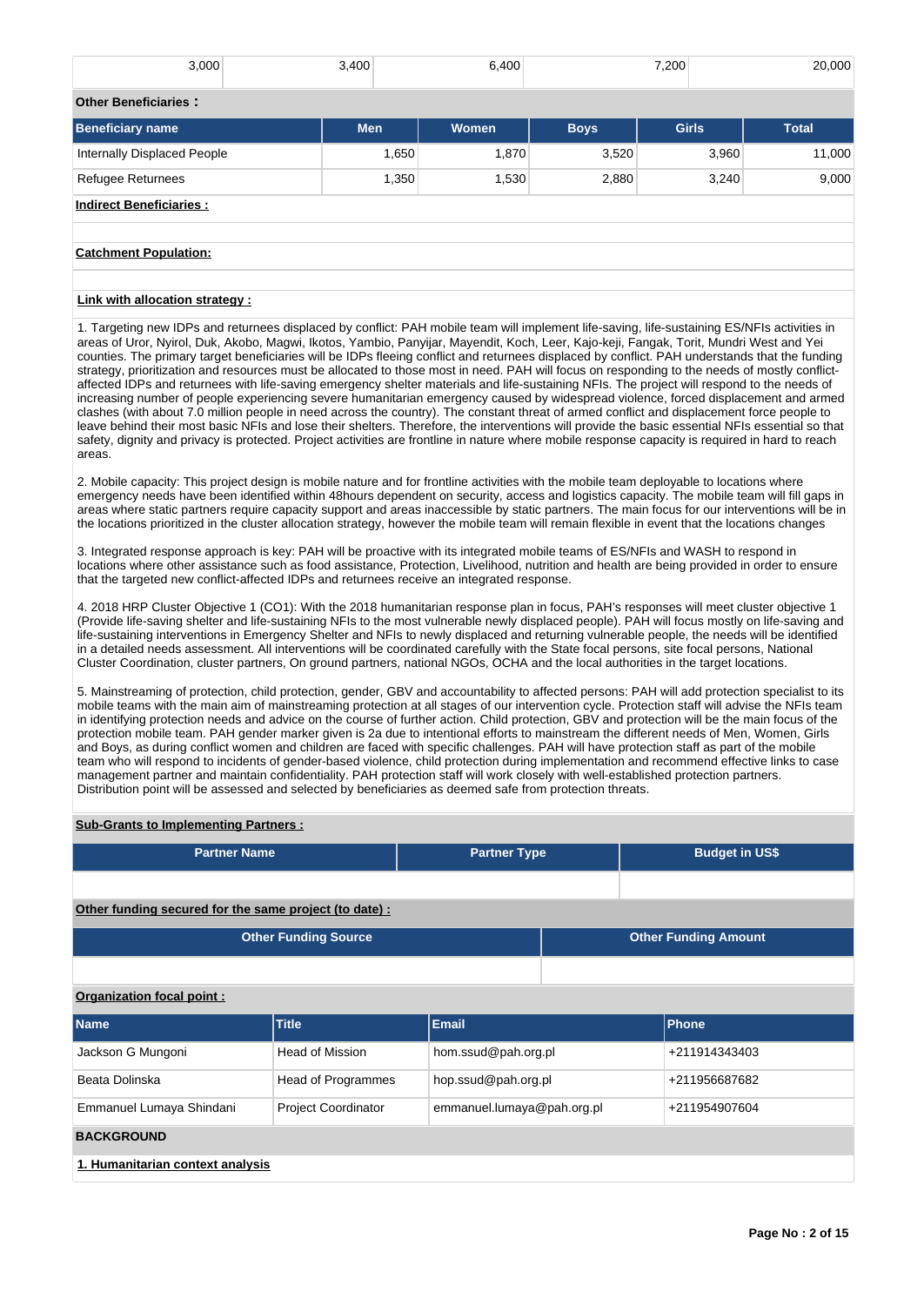| 3,000 | 3,400 | 6,400 | 7,200 | 20,000 |
|---|---|---|---|---|

**Other Beneficiaries :**

| Beneficiary name | Men | Women | Boys | Girls | Total |
|---|---|---|---|---|---|
| Internally Displaced People | 1,650 | 1,870 | 3,520 | 3,960 | 11,000 |
| Refugee Returnees | 1,350 | 1,530 | 2,880 | 3,240 | 9,000 |

**Indirect Beneficiaries :**

**Catchment Population:**

**Link with allocation strategy :**

1. Targeting new IDPs and returnees displaced by conflict: PAH mobile team will implement life-saving, life-sustaining ES/NFIs activities in areas of Uror, Nyirol, Duk, Akobo, Magwi, Ikotos, Yambio, Panyijar, Mayendit, Koch, Leer, Kajo-keji, Fangak, Torit, Mundri West and Yei counties. The primary target beneficiaries will be IDPs fleeing conflict and returnees displaced by conflict. PAH understands that the funding strategy, prioritization and resources must be allocated to those most in need. PAH will focus on responding to the needs of mostly conflict-affected IDPs and returnees with life-saving emergency shelter materials and life-sustaining NFIs. The project will respond to the needs of increasing number of people experiencing severe humanitarian emergency caused by widespread violence, forced displacement and armed clashes (with about 7.0 million people in need across the country). The constant threat of armed conflict and displacement force people to leave behind their most basic NFIs and lose their shelters. Therefore, the interventions will provide the basic essential NFIs essential so that safety, dignity and privacy is protected. Project activities are frontline in nature where mobile response capacity is required in hard to reach areas.

2. Mobile capacity: This project design is mobile nature and for frontline activities with the mobile team deployable to locations where emergency needs have been identified within 48hours dependent on security, access and logistics capacity. The mobile team will fill gaps in areas where static partners require capacity support and areas inaccessible by static partners. The main focus for our interventions will be in the locations prioritized in the cluster allocation strategy, however the mobile team will remain flexible in event that the locations changes

3. Integrated response approach is key: PAH will be proactive with its integrated mobile teams of ES/NFIs and WASH to respond in locations where other assistance such as food assistance, Protection, Livelihood, nutrition and health are being provided in order to ensure that the targeted new conflict-affected IDPs and returnees receive an integrated response.

4. 2018 HRP Cluster Objective 1 (CO1): With the 2018 humanitarian response plan in focus, PAH's responses will meet cluster objective 1 (Provide life-saving shelter and life-sustaining NFIs to the most vulnerable newly displaced people). PAH will focus mostly on life-saving and life-sustaining interventions in Emergency Shelter and NFIs to newly displaced and returning vulnerable people, the needs will be identified in a detailed needs assessment. All interventions will be coordinated carefully with the State focal persons, site focal persons, National Cluster Coordination, cluster partners, On ground partners, national NGOs, OCHA and the local authorities in the target locations.

5. Mainstreaming of protection, child protection, gender, GBV and accountability to affected persons: PAH will add protection specialist to its mobile teams with the main aim of mainstreaming protection at all stages of our intervention cycle. Protection staff will advise the NFIs team in identifying protection needs and advice on the course of further action. Child protection, GBV and protection will be the main focus of the protection mobile team. PAH gender marker given is 2a due to intentional efforts to mainstream the different needs of Men, Women, Girls and Boys, as during conflict women and children are faced with specific challenges. PAH will have protection staff as part of the mobile team who will respond to incidents of gender-based violence, child protection during implementation and recommend effective links to case management partner and maintain confidentiality. PAH protection staff will work closely with well-established protection partners. Distribution point will be assessed and selected by beneficiaries as deemed safe from protection threats.

**Sub-Grants to Implementing Partners :**

| Partner Name | Partner Type | Budget in US$ |
|---|---|---|
| | | |

**Other funding secured for the same project (to date) :**

| Other Funding Source | Other Funding Amount |
|---|---|
| | |

**Organization focal point :**

| Name | Title | Email | Phone |
|---|---|---|---|
| Jackson G Mungoni | Head of Mission | hom.ssud@pah.org.pl | +211914343403 |
| Beata Dolinska | Head of Programmes | hop.ssud@pah.org.pl | +211956687682 |
| Emmanuel Lumaya Shindani | Project Coordinator | emmanuel.lumaya@pah.org.pl | +211954907604 |

## BACKGROUND

**1. Humanitarian context analysis**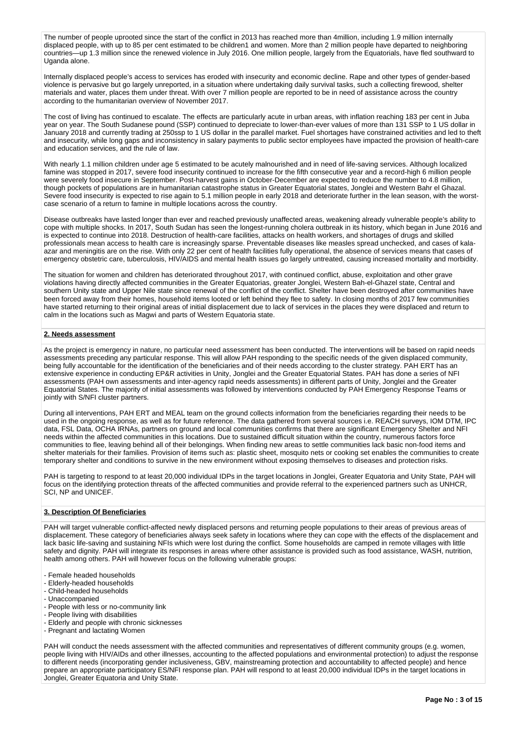The number of people uprooted since the start of the conflict in 2013 has reached more than 4million, including 1.9 million internally displaced people, with up to 85 per cent estimated to be children1 and women. More than 2 million people have departed to neighboring countries—up 1.3 million since the renewed violence in July 2016. One million people, largely from the Equatorials, have fled southward to Uganda alone.

Internally displaced people's access to services has eroded with insecurity and economic decline. Rape and other types of gender-based violence is pervasive but go largely unreported, in a situation where undertaking daily survival tasks, such a collecting firewood, shelter materials and water, places them under threat. With over 7 million people are reported to be in need of assistance across the country according to the humanitarian overview of November 2017.

The cost of living has continued to escalate. The effects are particularly acute in urban areas, with inflation reaching 183 per cent in Juba year on year. The South Sudanese pound (SSP) continued to depreciate to lower-than-ever values of more than 131 SSP to 1 US dollar in January 2018 and currently trading at 250ssp to 1 US dollar in the parallel market. Fuel shortages have constrained activities and led to theft and insecurity, while long gaps and inconsistency in salary payments to public sector employees have impacted the provision of health-care and education services, and the rule of law.

With nearly 1.1 million children under age 5 estimated to be acutely malnourished and in need of life-saving services. Although localized famine was stopped in 2017, severe food insecurity continued to increase for the fifth consecutive year and a record-high 6 million people were severely food insecure in September. Post-harvest gains in October-December are expected to reduce the number to 4.8 million, though pockets of populations are in humanitarian catastrophe status in Greater Equatorial states, Jonglei and Western Bahr el Ghazal. Severe food insecurity is expected to rise again to 5.1 million people in early 2018 and deteriorate further in the lean season, with the worst-case scenario of a return to famine in multiple locations across the country.

Disease outbreaks have lasted longer than ever and reached previously unaffected areas, weakening already vulnerable people's ability to cope with multiple shocks. In 2017, South Sudan has seen the longest-running cholera outbreak in its history, which began in June 2016 and is expected to continue into 2018. Destruction of health-care facilities, attacks on health workers, and shortages of drugs and skilled professionals mean access to health care is increasingly sparse. Preventable diseases like measles spread unchecked, and cases of kala-azar and meningitis are on the rise. With only 22 per cent of health facilities fully operational, the absence of services means that cases of emergency obstetric care, tuberculosis, HIV/AIDS and mental health issues go largely untreated, causing increased mortality and morbidity.

The situation for women and children has deteriorated throughout 2017, with continued conflict, abuse, exploitation and other grave violations having directly affected communities in the Greater Equatorias, greater Jonglei, Western Bah-el-Ghazel state, Central and southern Unity state and Upper Nile state since renewal of the conflict of the conflict. Shelter have been destroyed after communities have been forced away from their homes, household items looted or left behind they flee to safety. In closing months of 2017 few communities have started returning to their original areas of initial displacement due to lack of services in the places they were displaced and return to calm in the locations such as Magwi and parts of Western Equatoria state.

## 2. Needs assessment

As the project is emergency in nature, no particular need assessment has been conducted. The interventions will be based on rapid needs assessments preceding any particular response. This will allow PAH responding to the specific needs of the given displaced community, being fully accountable for the identification of the beneficiaries and of their needs according to the cluster strategy. PAH ERT has an extensive experience in conducting EP&R activities in Unity, Jonglei and the Greater Equatorial States. PAH has done a series of NFI assessments (PAH own assessments and inter-agency rapid needs assessments) in different parts of Unity, Jonglei and the Greater Equatorial States. The majority of initial assessments was followed by interventions conducted by PAH Emergency Response Teams or jointly with S/NFI cluster partners.

During all interventions, PAH ERT and MEAL team on the ground collects information from the beneficiaries regarding their needs to be used in the ongoing response, as well as for future reference. The data gathered from several sources i.e. REACH surveys, IOM DTM, IPC data, FSL Data, OCHA IRNAs, partners on ground and local communities confirms that there are significant Emergency Shelter and NFI needs within the affected communities in this locations. Due to sustained difficult situation within the country, numerous factors force communities to flee, leaving behind all of their belongings. When finding new areas to settle communities lack basic non-food items and shelter materials for their families. Provision of items such as: plastic sheet, mosquito nets or cooking set enables the communities to create temporary shelter and conditions to survive in the new environment without exposing themselves to diseases and protection risks.

PAH is targeting to respond to at least 20,000 individual IDPs in the target locations in Jonglei, Greater Equatoria and Unity State, PAH will focus on the identifying protection threats of the affected communities and provide referral to the experienced partners such as UNHCR, SCI, NP and UNICEF.

## 3. Description Of Beneficiaries

PAH will target vulnerable conflict-affected newly displaced persons and returning people populations to their areas of previous areas of displacement. These category of beneficiaries always seek safety in locations where they can cope with the effects of the displacement and lack basic life-saving and sustaining NFIs which were lost during the conflict. Some households are camped in remote villages with little safety and dignity. PAH will integrate its responses in areas where other assistance is provided such as food assistance, WASH, nutrition, health among others. PAH will however focus on the following vulnerable groups:

- Female headed households
- Elderly-headed households
- Child-headed households
- Unaccompanied
- People with less or no-community link
- People living with disabilities
- Elderly and people with chronic sicknesses
- Pregnant and lactating Women

PAH will conduct the needs assessment with the affected communities and representatives of different community groups (e.g. women, people living with HIV/AIDs and other illnesses, accounting to the affected populations and environmental protection) to adjust the response to different needs (incorporating gender inclusiveness, GBV, mainstreaming protection and accountability to affected people) and hence prepare an appropriate participatory ES/NFI response plan. PAH will respond to at least 20,000 individual IDPs in the target locations in Jonglei, Greater Equatoria and Unity State.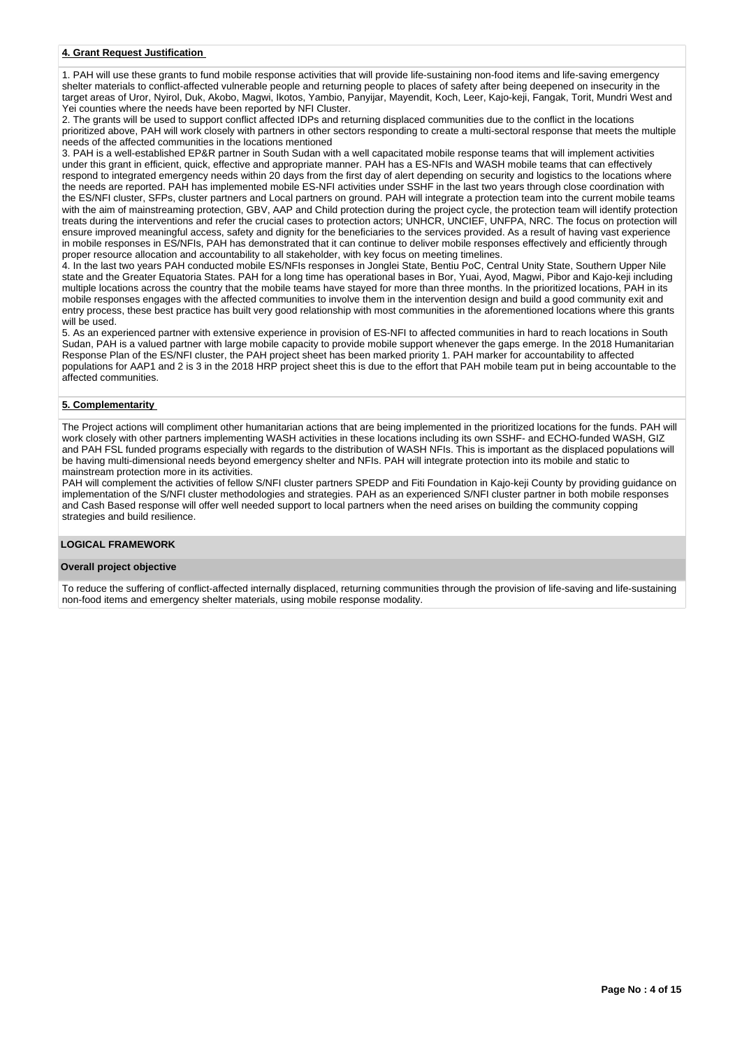#### **4. Grant Request Justification**

1. PAH will use these grants to fund mobile response activities that will provide life-sustaining non-food items and life-saving emergency shelter materials to conflict-affected vulnerable people and returning people to places of safety after being deepened on insecurity in the target areas of Uror, Nyirol, Duk, Akobo, Magwi, Ikotos, Yambio, Panyijar, Mayendit, Koch, Leer, Kajo-keji, Fangak, Torit, Mundri West and Yei counties where the needs have been reported by NFI Cluster.
2. The grants will be used to support conflict affected IDPs and returning displaced communities due to the conflict in the locations prioritized above, PAH will work closely with partners in other sectors responding to create a multi-sectoral response that meets the multiple needs of the affected communities in the locations mentioned
3. PAH is a well-established EP&R partner in South Sudan with a well capacitated mobile response teams that will implement activities under this grant in efficient, quick, effective and appropriate manner. PAH has a ES-NFIs and WASH mobile teams that can effectively respond to integrated emergency needs within 20 days from the first day of alert depending on security and logistics to the locations where the needs are reported. PAH has implemented mobile ES-NFI activities under SSHF in the last two years through close coordination with the ES/NFI cluster, SFPs, cluster partners and Local partners on ground. PAH will integrate a protection team into the current mobile teams with the aim of mainstreaming protection, GBV, AAP and Child protection during the project cycle, the protection team will identify protection treats during the interventions and refer the crucial cases to protection actors; UNHCR, UNCIEF, UNFPA, NRC. The focus on protection will ensure improved meaningful access, safety and dignity for the beneficiaries to the services provided. As a result of having vast experience in mobile responses in ES/NFIs, PAH has demonstrated that it can continue to deliver mobile responses effectively and efficiently through proper resource allocation and accountability to all stakeholder, with key focus on meeting timelines.
4. In the last two years PAH conducted mobile ES/NFIs responses in Jonglei State, Bentiu PoC, Central Unity State, Southern Upper Nile state and the Greater Equatoria States. PAH for a long time has operational bases in Bor, Yuai, Ayod, Magwi, Pibor and Kajo-keji including multiple locations across the country that the mobile teams have stayed for more than three months. In the prioritized locations, PAH in its mobile responses engages with the affected communities to involve them in the intervention design and build a good community exit and entry process, these best practice has built very good relationship with most communities in the aforementioned locations where this grants will be used.
5. As an experienced partner with extensive experience in provision of ES-NFI to affected communities in hard to reach locations in South Sudan, PAH is a valued partner with large mobile capacity to provide mobile support whenever the gaps emerge. In the 2018 Humanitarian Response Plan of the ES/NFI cluster, the PAH project sheet has been marked priority 1. PAH marker for accountability to affected populations for AAP1 and 2 is 3 in the 2018 HRP project sheet this is due to the effort that PAH mobile team put in being accountable to the affected communities.

#### **5. Complementarity**

The Project actions will compliment other humanitarian actions that are being implemented in the prioritized locations for the funds. PAH will work closely with other partners implementing WASH activities in these locations including its own SSHF- and ECHO-funded WASH, GIZ and PAH FSL funded programs especially with regards to the distribution of WASH NFIs. This is important as the displaced populations will be having multi-dimensional needs beyond emergency shelter and NFIs. PAH will integrate protection into its mobile and static to mainstream protection more in its activities.
PAH will complement the activities of fellow S/NFI cluster partners SPEDP and Fiti Foundation in Kajo-keji County by providing guidance on implementation of the S/NFI cluster methodologies and strategies. PAH as an experienced S/NFI cluster partner in both mobile responses and Cash Based response will offer well needed support to local partners when the need arises on building the community copping strategies and build resilience.

### **LOGICAL FRAMEWORK**

#### **Overall project objective**

To reduce the suffering of conflict-affected internally displaced, returning communities through the provision of life-saving and life-sustaining non-food items and emergency shelter materials, using mobile response modality.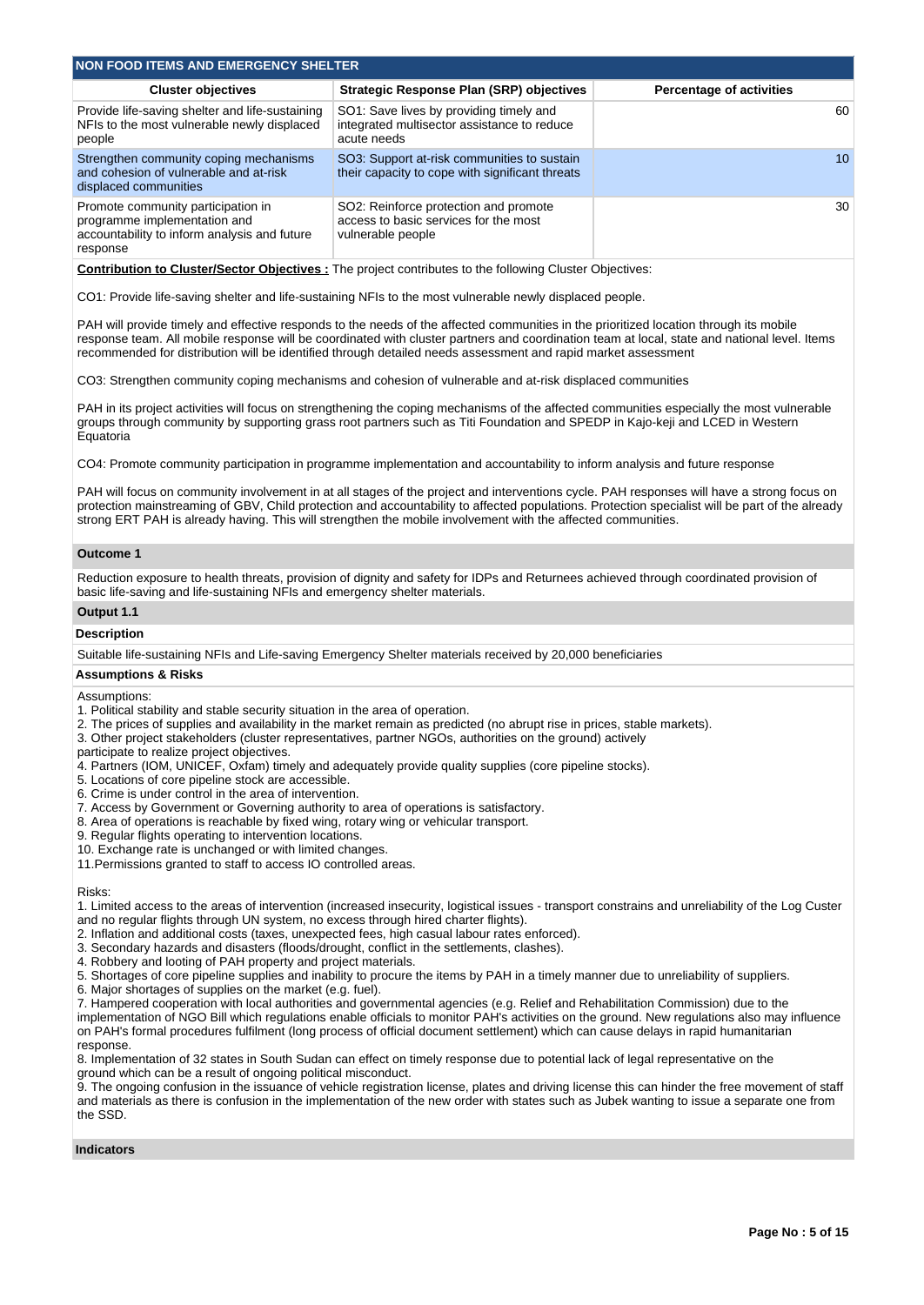## NON FOOD ITEMS AND EMERGENCY SHELTER

| Cluster objectives | Strategic Response Plan (SRP) objectives | Percentage of activities |
|---|---|---|
| Provide life-saving shelter and life-sustaining NFIs to the most vulnerable newly displaced people | SO1: Save lives by providing timely and integrated multisector assistance to reduce acute needs | 60 |
| Strengthen community coping mechanisms and cohesion of vulnerable and at-risk displaced communities | SO3: Support at-risk communities to sustain their capacity to cope with significant threats | 10 |
| Promote community participation in programme implementation and accountability to inform analysis and future response | SO2: Reinforce protection and promote access to basic services for the most vulnerable people | 30 |

**Contribution to Cluster/Sector Objectives :** The project contributes to the following Cluster Objectives:

CO1: Provide life-saving shelter and life-sustaining NFIs to the most vulnerable newly displaced people.

PAH will provide timely and effective responds to the needs of the affected communities in the prioritized location through its mobile response team. All mobile response will be coordinated with cluster partners and coordination team at local, state and national level. Items recommended for distribution will be identified through detailed needs assessment and rapid market assessment

CO3: Strengthen community coping mechanisms and cohesion of vulnerable and at-risk displaced communities

PAH in its project activities will focus on strengthening the coping mechanisms of the affected communities especially the most vulnerable groups through community by supporting grass root partners such as Titi Foundation and SPEDP in Kajo-keji and LCED in Western Equatoria

CO4: Promote community participation in programme implementation and accountability to inform analysis and future response

PAH will focus on community involvement in at all stages of the project and interventions cycle. PAH responses will have a strong focus on protection mainstreaming of GBV, Child protection and accountability to affected populations. Protection specialist will be part of the already strong ERT PAH is already having. This will strengthen the mobile involvement with the affected communities.

### Outcome 1

Reduction exposure to health threats, provision of dignity and safety for IDPs and Returnees achieved through coordinated provision of basic life-saving and life-sustaining NFIs and emergency shelter materials.

### Output 1.1

**Description**

Suitable life-sustaining NFIs and Life-saving Emergency Shelter materials received by 20,000 beneficiaries

**Assumptions & Risks**

Assumptions:
1. Political stability and stable security situation in the area of operation.
2. The prices of supplies and availability in the market remain as predicted (no abrupt rise in prices, stable markets).
3. Other project stakeholders (cluster representatives, partner NGOs, authorities on the ground) actively participate to realize project objectives.
4. Partners (IOM, UNICEF, Oxfam) timely and adequately provide quality supplies (core pipeline stocks).
5. Locations of core pipeline stock are accessible.
6. Crime is under control in the area of intervention.
7. Access by Government or Governing authority to area of operations is satisfactory.
8. Area of operations is reachable by fixed wing, rotary wing or vehicular transport.
9. Regular flights operating to intervention locations.
10. Exchange rate is unchanged or with limited changes.
11.Permissions granted to staff to access IO controlled areas.

Risks:
1. Limited access to the areas of intervention (increased insecurity, logistical issues - transport constrains and unreliability of the Log Custer and no regular flights through UN system, no excess through hired charter flights).
2. Inflation and additional costs (taxes, unexpected fees, high casual labour rates enforced).
3. Secondary hazards and disasters (floods/drought, conflict in the settlements, clashes).
4. Robbery and looting of PAH property and project materials.
5. Shortages of core pipeline supplies and inability to procure the items by PAH in a timely manner due to unreliability of suppliers.
6. Major shortages of supplies on the market (e.g. fuel).
7. Hampered cooperation with local authorities and governmental agencies (e.g. Relief and Rehabilitation Commission) due to the implementation of NGO Bill which regulations enable officials to monitor PAH's activities on the ground. New regulations also may influence on PAH's formal procedures fulfilment (long process of official document settlement) which can cause delays in rapid humanitarian response.
8. Implementation of 32 states in South Sudan can effect on timely response due to potential lack of legal representative on the ground which can be a result of ongoing political misconduct.
9. The ongoing confusion in the issuance of vehicle registration license, plates and driving license this can hinder the free movement of staff and materials as there is confusion in the implementation of the new order with states such as Jubek wanting to issue a separate one from the SSD.

**Indicators**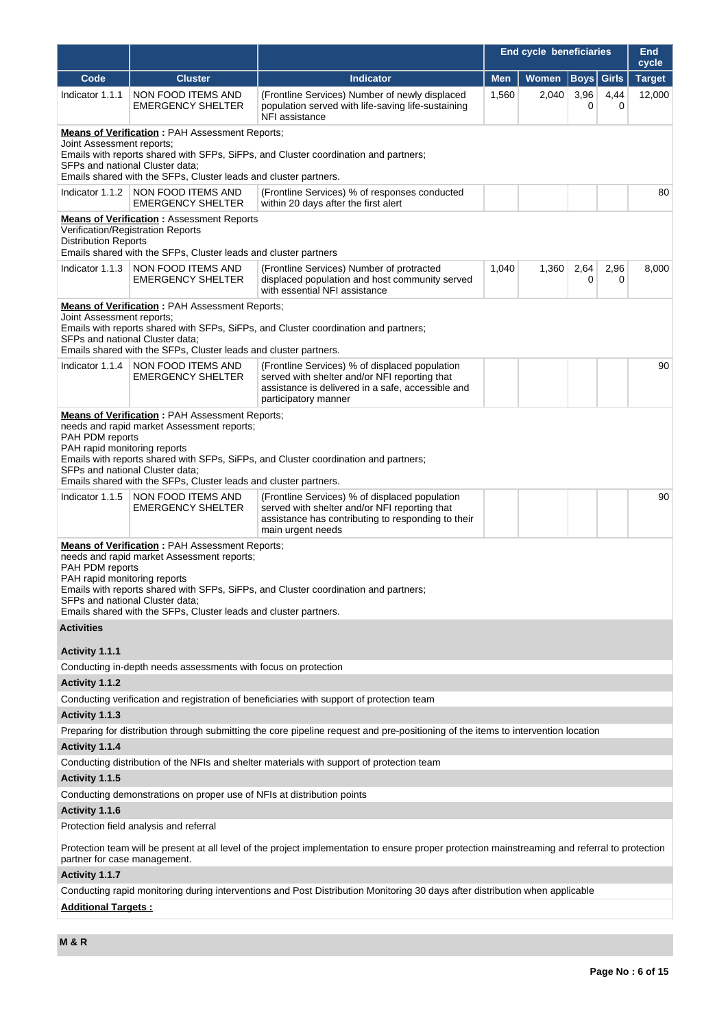| Code | Cluster | Indicator | End cycle beneficiaries | | | | End cycle |
|---|---|---|---|---|---|---|---|
| | | | Men | Women | Boys | Girls | Target |
| Indicator 1.1.1 | NON FOOD ITEMS AND EMERGENCY SHELTER | (Frontline Services) Number of newly displaced population served with life-saving life-sustaining NFI assistance | 1,560 | 2,040 | 3,960 | 4,440 | 12,000 |

**Means of Verification :** PAH Assessment Reports;
Joint Assessment reports;
Emails with reports shared with SFPs, SiFPs, and Cluster coordination and partners;
SFPs and national Cluster data;
Emails shared with the SFPs, Cluster leads and cluster partners.

| Code | Cluster | Indicator | Men | Women | Boys | Girls | Target |
|---|---|---|---|---|---|---|---|
| Indicator 1.1.2 | NON FOOD ITEMS AND EMERGENCY SHELTER | (Frontline Services) % of responses conducted within 20 days after the first alert | | | | | 80 |

**Means of Verification :** Assessment Reports
Verification/Registration Reports
Distribution Reports
Emails shared with the SFPs, Cluster leads and cluster partners

| Code | Cluster | Indicator | Men | Women | Boys | Girls | Target |
|---|---|---|---|---|---|---|---|
| Indicator 1.1.3 | NON FOOD ITEMS AND EMERGENCY SHELTER | (Frontline Services) Number of protracted displaced population and host community served with essential NFI assistance | 1,040 | 1,360 | 2,640 | 2,960 | 8,000 |

**Means of Verification :** PAH Assessment Reports;
Joint Assessment reports;
Emails with reports shared with SFPs, SiFPs, and Cluster coordination and partners;
SFPs and national Cluster data;
Emails shared with the SFPs, Cluster leads and cluster partners.

| Code | Cluster | Indicator | Men | Women | Boys | Girls | Target |
|---|---|---|---|---|---|---|---|
| Indicator 1.1.4 | NON FOOD ITEMS AND EMERGENCY SHELTER | (Frontline Services) % of displaced population served with shelter and/or NFI reporting that assistance is delivered in a safe, accessible and participatory manner | | | | | 90 |

**Means of Verification :** PAH Assessment Reports;
needs and rapid market Assessment reports;
PAH PDM reports
PAH rapid monitoring reports
Emails with reports shared with SFPs, SiFPs, and Cluster coordination and partners;
SFPs and national Cluster data;
Emails shared with the SFPs, Cluster leads and cluster partners.

| Code | Cluster | Indicator | Men | Women | Boys | Girls | Target |
|---|---|---|---|---|---|---|---|
| Indicator 1.1.5 | NON FOOD ITEMS AND EMERGENCY SHELTER | (Frontline Services) % of displaced population served with shelter and/or NFI reporting that assistance has contributing to responding to their main urgent needs | | | | | 90 |

**Means of Verification :** PAH Assessment Reports;
needs and rapid market Assessment reports;
PAH PDM reports
PAH rapid monitoring reports
Emails with reports shared with SFPs, SiFPs, and Cluster coordination and partners;
SFPs and national Cluster data;
Emails shared with the SFPs, Cluster leads and cluster partners.

**Activities**

**Activity 1.1.1**

Conducting in-depth needs assessments with focus on protection

**Activity 1.1.2**

Conducting verification and registration of beneficiaries with support of protection team

**Activity 1.1.3**

Preparing for distribution through submitting the core pipeline request and pre-positioning of the items to intervention location

**Activity 1.1.4**

Conducting distribution of the NFIs and shelter materials with support of protection team

**Activity 1.1.5**

Conducting demonstrations on proper use of NFIs at distribution points

**Activity 1.1.6**

Protection field analysis and referral

Protection team will be present at all level of the project implementation to ensure proper protection mainstreaming and referral to protection partner for case management.

**Activity 1.1.7**

Conducting rapid monitoring during interventions and Post Distribution Monitoring 30 days after distribution when applicable

**Additional Targets :**

**M & R**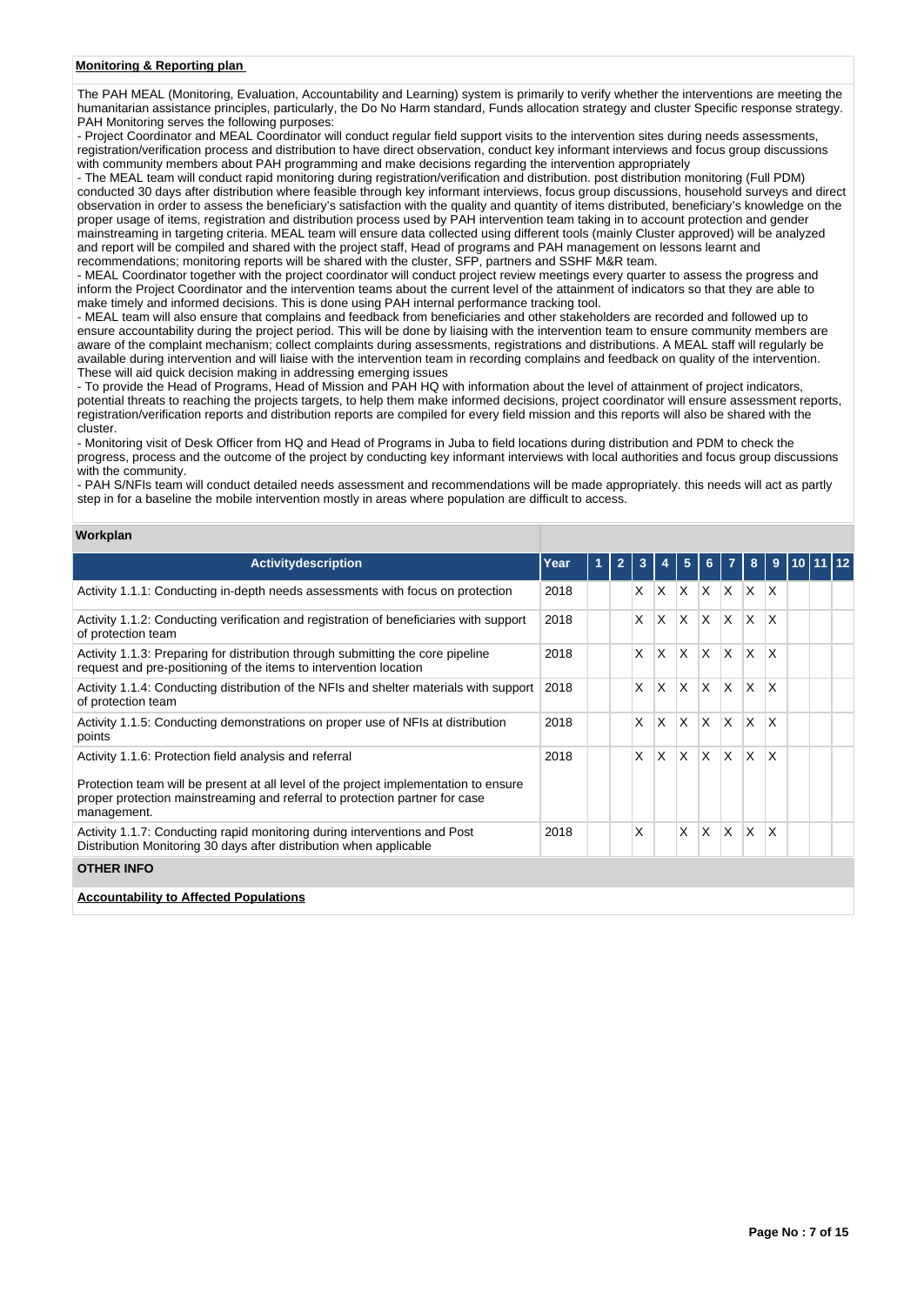**Monitoring & Reporting plan**

The PAH MEAL (Monitoring, Evaluation, Accountability and Learning) system is primarily to verify whether the interventions are meeting the humanitarian assistance principles, particularly, the Do No Harm standard, Funds allocation strategy and cluster Specific response strategy. PAH Monitoring serves the following purposes:

- Project Coordinator and MEAL Coordinator will conduct regular field support visits to the intervention sites during needs assessments, registration/verification process and distribution to have direct observation, conduct key informant interviews and focus group discussions with community members about PAH programming and make decisions regarding the intervention appropriately
- The MEAL team will conduct rapid monitoring during registration/verification and distribution. post distribution monitoring (Full PDM) conducted 30 days after distribution where feasible through key informant interviews, focus group discussions, household surveys and direct observation in order to assess the beneficiary's satisfaction with the quality and quantity of items distributed, beneficiary's knowledge on the proper usage of items, registration and distribution process used by PAH intervention team taking in to account protection and gender mainstreaming in targeting criteria. MEAL team will ensure data collected using different tools (mainly Cluster approved) will be analyzed and report will be compiled and shared with the project staff, Head of programs and PAH management on lessons learnt and recommendations; monitoring reports will be shared with the cluster, SFP, partners and SSHF M&R team.
- MEAL Coordinator together with the project coordinator will conduct project review meetings every quarter to assess the progress and inform the Project Coordinator and the intervention teams about the current level of the attainment of indicators so that they are able to make timely and informed decisions. This is done using PAH internal performance tracking tool.
- MEAL team will also ensure that complains and feedback from beneficiaries and other stakeholders are recorded and followed up to ensure accountability during the project period. This will be done by liaising with the intervention team to ensure community members are aware of the complaint mechanism; collect complaints during assessments, registrations and distributions. A MEAL staff will regularly be available during intervention and will liaise with the intervention team in recording complains and feedback on quality of the intervention. These will aid quick decision making in addressing emerging issues
- To provide the Head of Programs, Head of Mission and PAH HQ with information about the level of attainment of project indicators, potential threats to reaching the projects targets, to help them make informed decisions, project coordinator will ensure assessment reports, registration/verification reports and distribution reports are compiled for every field mission and this reports will also be shared with the cluster.
- Monitoring visit of Desk Officer from HQ and Head of Programs in Juba to field locations during distribution and PDM to check the progress, process and the outcome of the project by conducting key informant interviews with local authorities and focus group discussions with the community.
- PAH S/NFIs team will conduct detailed needs assessment and recommendations will be made appropriately. this needs will act as partly step in for a baseline the mobile intervention mostly in areas where population are difficult to access.

**Workplan**

| Activitydescription | Year | 1 | 2 | 3 | 4 | 5 | 6 | 7 | 8 | 9 | 10 | 11 | 12 |
|---|---|---|---|---|---|---|---|---|---|---|---|---|---|
| Activity 1.1.1: Conducting in-depth needs assessments with focus on protection | 2018 | | | X | X | X | X | X | X | X | | | |
| Activity 1.1.2: Conducting verification and registration of beneficiaries with support of protection team | 2018 | | | X | X | X | X | X | X | X | | | |
| Activity 1.1.3: Preparing for distribution through submitting the core pipeline request and pre-positioning of the items to intervention location | 2018 | | | X | X | X | X | X | X | X | | | |
| Activity 1.1.4: Conducting distribution of the NFIs and shelter materials with support of protection team | 2018 | | | X | X | X | X | X | X | X | | | |
| Activity 1.1.5: Conducting demonstrations on proper use of NFIs at distribution points | 2018 | | | X | X | X | X | X | X | X | | | |
| Activity 1.1.6: Protection field analysis and referral<br><br>Protection team will be present at all level of the project implementation to ensure proper protection mainstreaming and referral to protection partner for case management. | 2018 | | | X | X | X | X | X | X | X | | | |
| Activity 1.1.7: Conducting rapid monitoring during interventions and Post Distribution Monitoring 30 days after distribution when applicable | 2018 | | | X | | X | X | X | X | X | | | |

**OTHER INFO**

**Accountability to Affected Populations**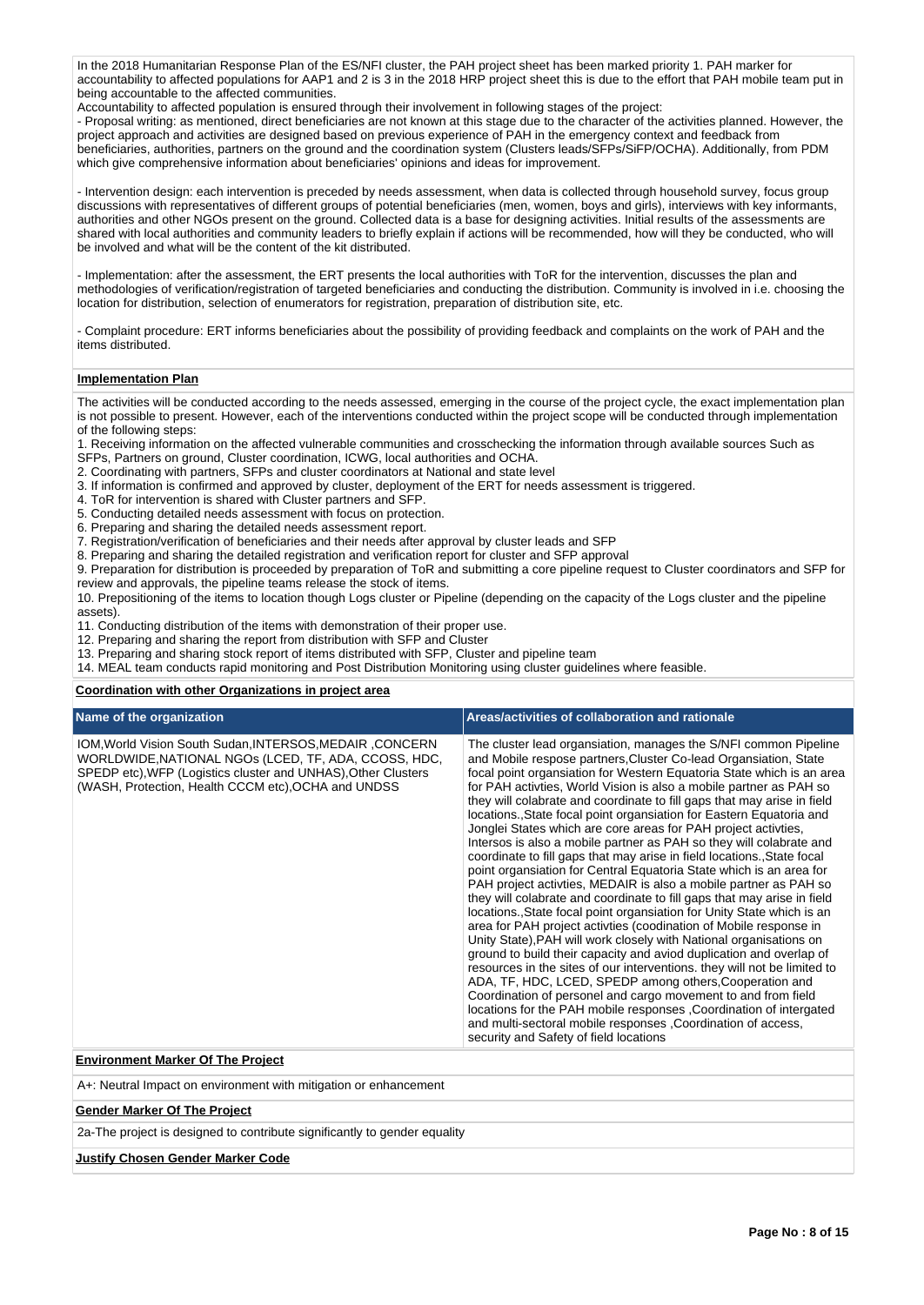In the 2018 Humanitarian Response Plan of the ES/NFI cluster, the PAH project sheet has been marked priority 1. PAH marker for accountability to affected populations for AAP1 and 2 is 3 in the 2018 HRP project sheet this is due to the effort that PAH mobile team put in being accountable to the affected communities.

Accountability to affected population is ensured through their involvement in following stages of the project:

- Proposal writing: as mentioned, direct beneficiaries are not known at this stage due to the character of the activities planned. However, the project approach and activities are designed based on previous experience of PAH in the emergency context and feedback from beneficiaries, authorities, partners on the ground and the coordination system (Clusters leads/SFPs/SiFP/OCHA). Additionally, from PDM which give comprehensive information about beneficiaries' opinions and ideas for improvement.

- Intervention design: each intervention is preceded by needs assessment, when data is collected through household survey, focus group discussions with representatives of different groups of potential beneficiaries (men, women, boys and girls), interviews with key informants, authorities and other NGOs present on the ground. Collected data is a base for designing activities. Initial results of the assessments are shared with local authorities and community leaders to briefly explain if actions will be recommended, how will they be conducted, who will be involved and what will be the content of the kit distributed.

- Implementation: after the assessment, the ERT presents the local authorities with ToR for the intervention, discusses the plan and methodologies of verification/registration of targeted beneficiaries and conducting the distribution. Community is involved in i.e. choosing the location for distribution, selection of enumerators for registration, preparation of distribution site, etc.

- Complaint procedure: ERT informs beneficiaries about the possibility of providing feedback and complaints on the work of PAH and the items distributed.

**Implementation Plan**

The activities will be conducted according to the needs assessed, emerging in the course of the project cycle, the exact implementation plan is not possible to present. However, each of the interventions conducted within the project scope will be conducted through implementation of the following steps:

1. Receiving information on the affected vulnerable communities and crosschecking the information through available sources Such as SFPs, Partners on ground, Cluster coordination, ICWG, local authorities and OCHA.
2. Coordinating with partners, SFPs and cluster coordinators at National and state level
3. If information is confirmed and approved by cluster, deployment of the ERT for needs assessment is triggered.
4. ToR for intervention is shared with Cluster partners and SFP.
5. Conducting detailed needs assessment with focus on protection.
6. Preparing and sharing the detailed needs assessment report.
7. Registration/verification of beneficiaries and their needs after approval by cluster leads and SFP
8. Preparing and sharing the detailed registration and verification report for cluster and SFP approval
9. Preparation for distribution is proceeded by preparation of ToR and submitting a core pipeline request to Cluster coordinators and SFP for review and approvals, the pipeline teams release the stock of items.
10. Prepositioning of the items to location though Logs cluster or Pipeline (depending on the capacity of the Logs cluster and the pipeline assets).
11. Conducting distribution of the items with demonstration of their proper use.
12. Preparing and sharing the report from distribution with SFP and Cluster
13. Preparing and sharing stock report of items distributed with SFP, Cluster and pipeline team
14. MEAL team conducts rapid monitoring and Post Distribution Monitoring using cluster guidelines where feasible.

**Coordination with other Organizations in project area**

| Name of the organization | Areas/activities of collaboration and rationale |
|---|---|
| IOM,World Vision South Sudan,INTERSOS,MEDAIR ,CONCERN WORLDWIDE,NATIONAL NGOs (LCED, TF, ADA, CCOSS, HDC, SPEDP etc),WFP (Logistics cluster and UNHAS),Other Clusters (WASH, Protection, Health CCCM etc),OCHA and UNDSS | The cluster lead organsiation, manages the S/NFI common Pipeline and Mobile respose partners,Cluster Co-lead Organsiation, State focal point organsiation for Western Equatoria State which is an area for PAH activties, World Vision is also a mobile partner as PAH so they will colabrate and coordinate to fill gaps that may arise in field locations.,State focal point organsiation for Eastern Equatoria and Jonglei States which are core areas for PAH project activties, Intersos is also a mobile partner as PAH so they will colabrate and coordinate to fill gaps that may arise in field locations.,State focal point organsiation for Central Equatoria State which is an area for PAH project activties, MEDAIR is also a mobile partner as PAH so they will colabrate and coordinate to fill gaps that may arise in field locations.,State focal point organsiation for Unity State which is an area for PAH project activties (coodination of Mobile response in Unity State),PAH will work closely with National organisations on ground to build their capacity and aviod duplication and overlap of resources in the sites of our interventions. they will not be limited to ADA, TF, HDC, LCED, SPEDP among others,Cooperation and Coordination of personel and cargo movement to and from field locations for the PAH mobile responses ,Coordination of intergated and multi-sectoral mobile responses ,Coordination of access, security and Safety of field locations |

**Environment Marker Of The Project**

A+: Neutral Impact on environment with mitigation or enhancement

**Gender Marker Of The Project**

2a-The project is designed to contribute significantly to gender equality

**Justify Chosen Gender Marker Code**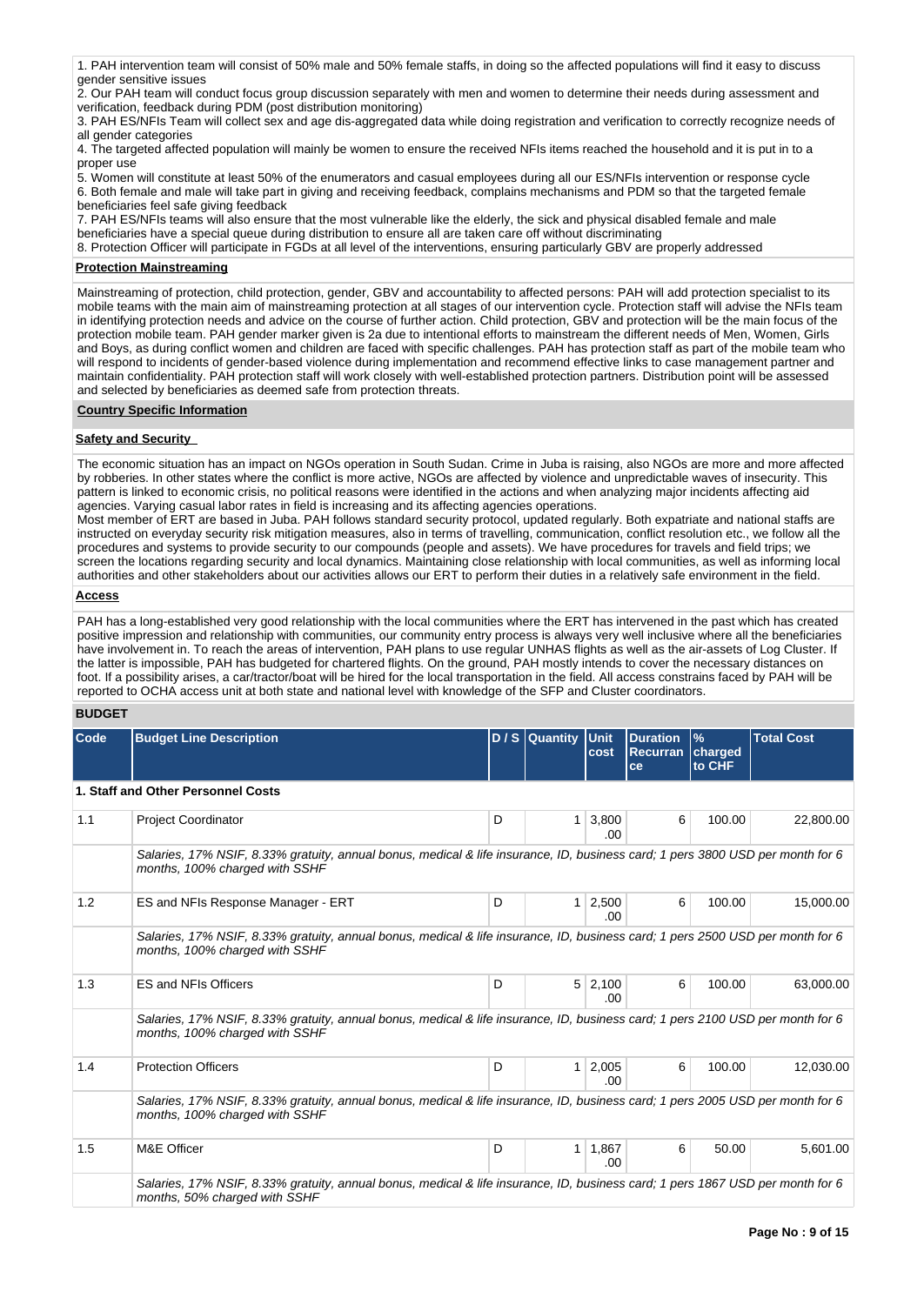1. PAH intervention team will consist of 50% male and 50% female staffs, in doing so the affected populations will find it easy to discuss gender sensitive issues
2. Our PAH team will conduct focus group discussion separately with men and women to determine their needs during assessment and verification, feedback during PDM (post distribution monitoring)
3. PAH ES/NFIs Team will collect sex and age dis-aggregated data while doing registration and verification to correctly recognize needs of all gender categories
4. The targeted affected population will mainly be women to ensure the received NFIs items reached the household and it is put in to a proper use
5. Women will constitute at least 50% of the enumerators and casual employees during all our ES/NFIs intervention or response cycle
6. Both female and male will take part in giving and receiving feedback, complains mechanisms and PDM so that the targeted female beneficiaries feel safe giving feedback
7. PAH ES/NFIs teams will also ensure that the most vulnerable like the elderly, the sick and physical disabled female and male beneficiaries have a special queue during distribution to ensure all are taken care off without discriminating
8. Protection Officer will participate in FGDs at all level of the interventions, ensuring particularly GBV are properly addressed

**Protection Mainstreaming**

Mainstreaming of protection, child protection, gender, GBV and accountability to affected persons: PAH will add protection specialist to its mobile teams with the main aim of mainstreaming protection at all stages of our intervention cycle. Protection staff will advise the NFIs team in identifying protection needs and advice on the course of further action. Child protection, GBV and protection will be the main focus of the protection mobile team. PAH gender marker given is 2a due to intentional efforts to mainstream the different needs of Men, Women, Girls and Boys, as during conflict women and children are faced with specific challenges. PAH has protection staff as part of the mobile team who will respond to incidents of gender-based violence during implementation and recommend effective links to case management partner and maintain confidentiality. PAH protection staff will work closely with well-established protection partners. Distribution point will be assessed and selected by beneficiaries as deemed safe from protection threats.

**Country Specific Information**

**Safety and Security**

The economic situation has an impact on NGOs operation in South Sudan. Crime in Juba is raising, also NGOs are more and more affected by robberies. In other states where the conflict is more active, NGOs are affected by violence and unpredictable waves of insecurity. This pattern is linked to economic crisis, no political reasons were identified in the actions and when analyzing major incidents affecting aid agencies. Varying casual labor rates in field is increasing and its affecting agencies operations.
Most member of ERT are based in Juba. PAH follows standard security protocol, updated regularly. Both expatriate and national staffs are instructed on everyday security risk mitigation measures, also in terms of travelling, communication, conflict resolution etc., we follow all the procedures and systems to provide security to our compounds (people and assets). We have procedures for travels and field trips; we screen the locations regarding security and local dynamics. Maintaining close relationship with local communities, as well as informing local authorities and other stakeholders about our activities allows our ERT to perform their duties in a relatively safe environment in the field.

**Access**

PAH has a long-established very good relationship with the local communities where the ERT has intervened in the past which has created positive impression and relationship with communities, our community entry process is always very well inclusive where all the beneficiaries have involvement in. To reach the areas of intervention, PAH plans to use regular UNHAS flights as well as the air-assets of Log Cluster. If the latter is impossible, PAH has budgeted for chartered flights. On the ground, PAH mostly intends to cover the necessary distances on foot. If a possibility arises, a car/tractor/boat will be hired for the local transportation in the field. All access constrains faced by PAH will be reported to OCHA access unit at both state and national level with knowledge of the SFP and Cluster coordinators.

**BUDGET**

| Code | Budget Line Description | D / S | Quantity | Unit cost | Duration Recurrance | % charged to CHF | Total Cost |
|---|---|---|---|---|---|---|---|
| **1. Staff and Other Personnel Costs** | | | | | | | |
| 1.1 | Project Coordinator | D | 1 | 3,800.00 | 6 | 100.00 | 22,800.00 |
| | *Salaries, 17% NSIF, 8.33% gratuity, annual bonus, medical & life insurance, ID, business card; 1 pers 3800 USD per month for 6 months, 100% charged with SSHF* | | | | | | |
| 1.2 | ES and NFIs Response Manager - ERT | D | 1 | 2,500.00 | 6 | 100.00 | 15,000.00 |
| | *Salaries, 17% NSIF, 8.33% gratuity, annual bonus, medical & life insurance, ID, business card; 1 pers 2500 USD per month for 6 months, 100% charged with SSHF* | | | | | | |
| 1.3 | ES and NFIs Officers | D | 5 | 2,100.00 | 6 | 100.00 | 63,000.00 |
| | *Salaries, 17% NSIF, 8.33% gratuity, annual bonus, medical & life insurance, ID, business card; 1 pers 2100 USD per month for 6 months, 100% charged with SSHF* | | | | | | |
| 1.4 | Protection Officers | D | 1 | 2,005.00 | 6 | 100.00 | 12,030.00 |
| | *Salaries, 17% NSIF, 8.33% gratuity, annual bonus, medical & life insurance, ID, business card; 1 pers 2005 USD per month for 6 months, 100% charged with SSHF* | | | | | | |
| 1.5 | M&E Officer | D | 1 | 1,867.00 | 6 | 50.00 | 5,601.00 |
| | *Salaries, 17% NSIF, 8.33% gratuity, annual bonus, medical & life insurance, ID, business card; 1 pers 1867 USD per month for 6 months, 50% charged with SSHF* | | | | | | |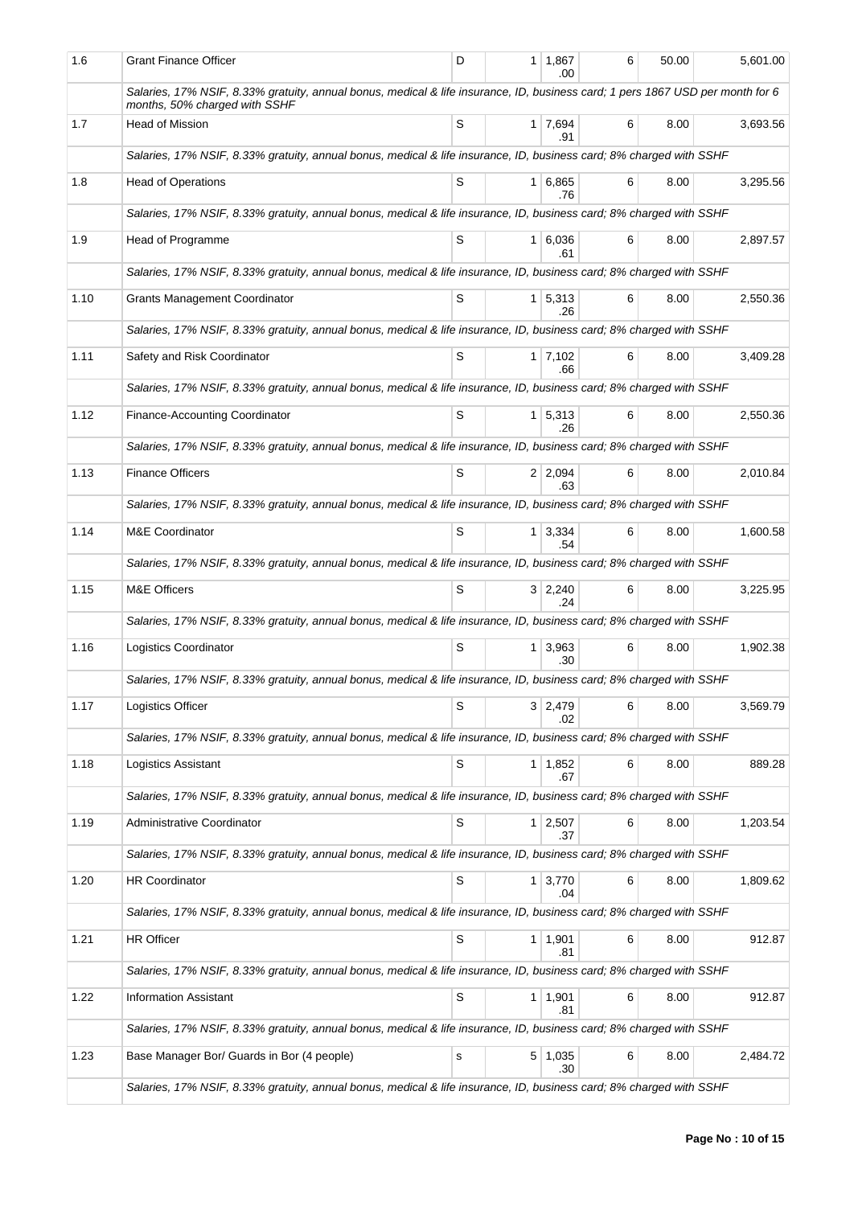| 1.6 | Grant Finance Officer | D | 1 | 1,867.00 | 6 | 50.00 | 5,601.00 |
|---|---|---|---|---|---|---|---|
| | *Salaries, 17% NSIF, 8.33% gratuity, annual bonus, medical & life insurance, ID, business card; 1 pers 1867 USD per month for 6 months, 50% charged with SSHF* | | | | | | |
| 1.7 | Head of Mission | S | 1 | 7,694.91 | 6 | 8.00 | 3,693.56 |
| | *Salaries, 17% NSIF, 8.33% gratuity, annual bonus, medical & life insurance, ID, business card; 8% charged with SSHF* | | | | | | |
| 1.8 | Head of Operations | S | 1 | 6,865.76 | 6 | 8.00 | 3,295.56 |
| | *Salaries, 17% NSIF, 8.33% gratuity, annual bonus, medical & life insurance, ID, business card; 8% charged with SSHF* | | | | | | |
| 1.9 | Head of Programme | S | 1 | 6,036.61 | 6 | 8.00 | 2,897.57 |
| | *Salaries, 17% NSIF, 8.33% gratuity, annual bonus, medical & life insurance, ID, business card; 8% charged with SSHF* | | | | | | |
| 1.10 | Grants Management Coordinator | S | 1 | 5,313.26 | 6 | 8.00 | 2,550.36 |
| | *Salaries, 17% NSIF, 8.33% gratuity, annual bonus, medical & life insurance, ID, business card; 8% charged with SSHF* | | | | | | |
| 1.11 | Safety and Risk Coordinator | S | 1 | 7,102.66 | 6 | 8.00 | 3,409.28 |
| | *Salaries, 17% NSIF, 8.33% gratuity, annual bonus, medical & life insurance, ID, business card; 8% charged with SSHF* | | | | | | |
| 1.12 | Finance-Accounting Coordinator | S | 1 | 5,313.26 | 6 | 8.00 | 2,550.36 |
| | *Salaries, 17% NSIF, 8.33% gratuity, annual bonus, medical & life insurance, ID, business card; 8% charged with SSHF* | | | | | | |
| 1.13 | Finance Officers | S | 2 | 2,094.63 | 6 | 8.00 | 2,010.84 |
| | *Salaries, 17% NSIF, 8.33% gratuity, annual bonus, medical & life insurance, ID, business card; 8% charged with SSHF* | | | | | | |
| 1.14 | M&E Coordinator | S | 1 | 3,334.54 | 6 | 8.00 | 1,600.58 |
| | *Salaries, 17% NSIF, 8.33% gratuity, annual bonus, medical & life insurance, ID, business card; 8% charged with SSHF* | | | | | | |
| 1.15 | M&E Officers | S | 3 | 2,240.24 | 6 | 8.00 | 3,225.95 |
| | *Salaries, 17% NSIF, 8.33% gratuity, annual bonus, medical & life insurance, ID, business card; 8% charged with SSHF* | | | | | | |
| 1.16 | Logistics Coordinator | S | 1 | 3,963.30 | 6 | 8.00 | 1,902.38 |
| | *Salaries, 17% NSIF, 8.33% gratuity, annual bonus, medical & life insurance, ID, business card; 8% charged with SSHF* | | | | | | |
| 1.17 | Logistics Officer | S | 3 | 2,479.02 | 6 | 8.00 | 3,569.79 |
| | *Salaries, 17% NSIF, 8.33% gratuity, annual bonus, medical & life insurance, ID, business card; 8% charged with SSHF* | | | | | | |
| 1.18 | Logistics Assistant | S | 1 | 1,852.67 | 6 | 8.00 | 889.28 |
| | *Salaries, 17% NSIF, 8.33% gratuity, annual bonus, medical & life insurance, ID, business card; 8% charged with SSHF* | | | | | | |
| 1.19 | Administrative Coordinator | S | 1 | 2,507.37 | 6 | 8.00 | 1,203.54 |
| | *Salaries, 17% NSIF, 8.33% gratuity, annual bonus, medical & life insurance, ID, business card; 8% charged with SSHF* | | | | | | |
| 1.20 | HR Coordinator | S | 1 | 3,770.04 | 6 | 8.00 | 1,809.62 |
| | *Salaries, 17% NSIF, 8.33% gratuity, annual bonus, medical & life insurance, ID, business card; 8% charged with SSHF* | | | | | | |
| 1.21 | HR Officer | S | 1 | 1,901.81 | 6 | 8.00 | 912.87 |
| | *Salaries, 17% NSIF, 8.33% gratuity, annual bonus, medical & life insurance, ID, business card; 8% charged with SSHF* | | | | | | |
| 1.22 | Information Assistant | S | 1 | 1,901.81 | 6 | 8.00 | 912.87 |
| | *Salaries, 17% NSIF, 8.33% gratuity, annual bonus, medical & life insurance, ID, business card; 8% charged with SSHF* | | | | | | |
| 1.23 | Base Manager Bor/ Guards in Bor (4 people) | s | 5 | 1,035.30 | 6 | 8.00 | 2,484.72 |
| | *Salaries, 17% NSIF, 8.33% gratuity, annual bonus, medical & life insurance, ID, business card; 8% charged with SSHF* | | | | | | |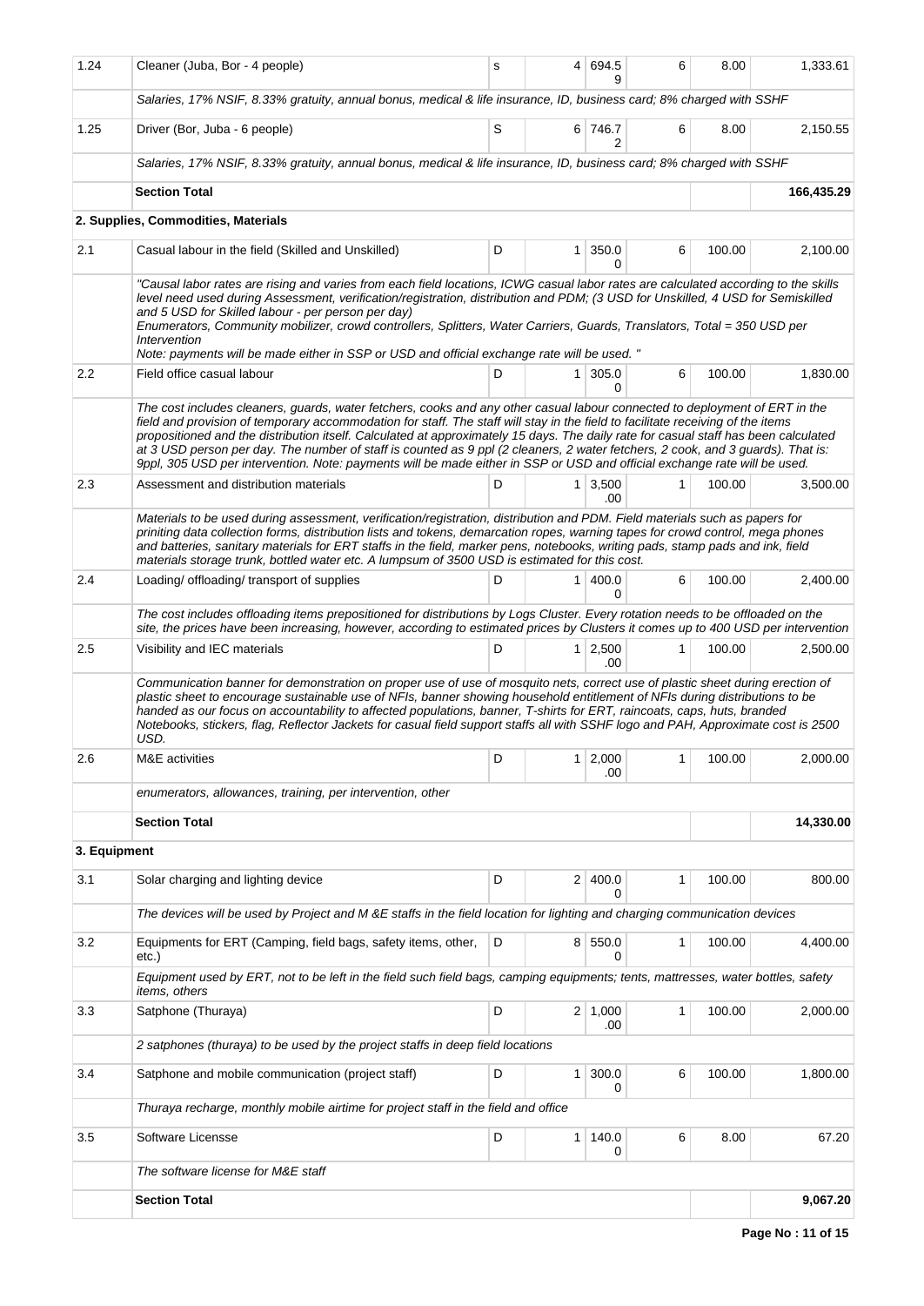| 1.24 | Cleaner (Juba, Bor - 4 people) | s | 4 | 694.59 | 6 | 8.00 | 1,333.61 |
|---|---|---|---|---|---|---|---|
| | *Salaries, 17% NSIF, 8.33% gratuity, annual bonus, medical & life insurance, ID, business card; 8% charged with SSHF* | | | | | | |
| 1.25 | Driver (Bor, Juba - 6 people) | S | 6 | 746.72 | 6 | 8.00 | 2,150.55 |
| | *Salaries, 17% NSIF, 8.33% gratuity, annual bonus, medical & life insurance, ID, business card; 8% charged with SSHF* | | | | | | |
| | **Section Total** | | | | | | **166,435.29** |
| **2. Supplies, Commodities, Materials** | | | | | | | |
| 2.1 | Casual labour in the field (Skilled and Unskilled) | D | 1 | 350.00 | 6 | 100.00 | 2,100.00 |
| | *"Causal labor rates are rising and varies from each field locations, ICWG casual labor rates are calculated according to the skills level need used during Assessment, verification/registration, distribution and PDM; (3 USD for Unskilled, 4 USD for Semiskilled and 5 USD for Skilled labour - per person per day) Enumerators, Community mobilizer, crowd controllers, Splitters, Water Carriers, Guards, Translators, Total = 350 USD per Intervention Note: payments will be made either in SSP or USD and official exchange rate will be used. "* | | | | | | |
| 2.2 | Field office casual labour | D | 1 | 305.00 | 6 | 100.00 | 1,830.00 |
| | *The cost includes cleaners, guards, water fetchers, cooks and any other casual labour connected to deployment of ERT in the field and provision of temporary accommodation for staff. The staff will stay in the field to facilitate receiving of the items propositioned and the distribution itself. Calculated at approximately 15 days. The daily rate for casual staff has been calculated at 3 USD person per day. The number of staff is counted as 9 ppl (2 cleaners, 2 water fetchers, 2 cook, and 3 guards). That is: 9ppl, 305 USD per intervention. Note: payments will be made either in SSP or USD and official exchange rate will be used.* | | | | | | |
| 2.3 | Assessment and distribution materials | D | 1 | 3,500.00 | 1 | 100.00 | 3,500.00 |
| | *Materials to be used during assessment, verification/registration, distribution and PDM. Field materials such as papers for priniting data collection forms, distribution lists and tokens, demarcation ropes, warning tapes for crowd control, mega phones and batteries, sanitary materials for ERT staffs in the field, marker pens, notebooks, writing pads, stamp pads and ink, field materials storage trunk, bottled water etc. A lumpsum of 3500 USD is estimated for this cost.* | | | | | | |
| 2.4 | Loading/ offloading/ transport of supplies | D | 1 | 400.00 | 6 | 100.00 | 2,400.00 |
| | *The cost includes offloading items prepositioned for distributions by Logs Cluster. Every rotation needs to be offloaded on the site, the prices have been increasing, however, according to estimated prices by Clusters it comes up to 400 USD per intervention* | | | | | | |
| 2.5 | Visibility and IEC materials | D | 1 | 2,500.00 | 1 | 100.00 | 2,500.00 |
| | *Communication banner for demonstration on proper use of use of mosquito nets, correct use of plastic sheet during erection of plastic sheet to encourage sustainable use of NFIs, banner showing household entitlement of NFIs during distributions to be handed as our focus on accountability to affected populations, banner, T-shirts for ERT, raincoats, caps, huts, branded Notebooks, stickers, flag, Reflector Jackets for casual field support staffs all with SSHF logo and PAH, Approximate cost is 2500 USD.* | | | | | | |
| 2.6 | M&E activities | D | 1 | 2,000.00 | 1 | 100.00 | 2,000.00 |
| | *enumerators, allowances, training, per intervention, other* | | | | | | |
| | **Section Total** | | | | | | **14,330.00** |
| **3. Equipment** | | | | | | | |
| 3.1 | Solar charging and lighting device | D | 2 | 400.00 | 1 | 100.00 | 800.00 |
| | *The devices will be used by Project and M &E staffs in the field location for lighting and charging communication devices* | | | | | | |
| 3.2 | Equipments for ERT (Camping, field bags, safety items, other, etc.) | D | 8 | 550.00 | 1 | 100.00 | 4,400.00 |
| | *Equipment used by ERT, not to be left in the field such field bags, camping equipments; tents, mattresses, water bottles, safety items, others* | | | | | | |
| 3.3 | Satphone (Thuraya) | D | 2 | 1,000.00 | 1 | 100.00 | 2,000.00 |
| | *2 satphones (thuraya) to be used by the project staffs in deep field locations* | | | | | | |
| 3.4 | Satphone and mobile communication (project staff) | D | 1 | 300.00 | 6 | 100.00 | 1,800.00 |
| | *Thuraya recharge, monthly mobile airtime for project staff in the field and office* | | | | | | |
| 3.5 | Software Licensse | D | 1 | 140.00 | 6 | 8.00 | 67.20 |
| | *The software license for M&E staff* | | | | | | |
| | **Section Total** | | | | | | **9,067.20** |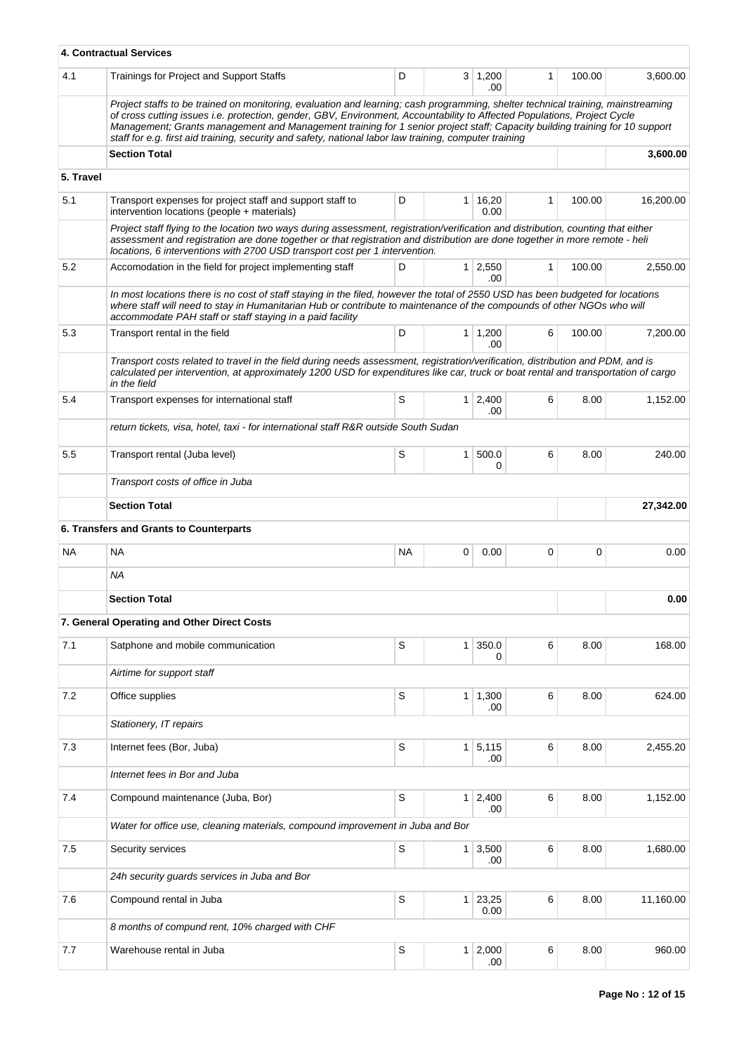| | | | | | | | |
|---|---|---|---|---|---|---|---|
| **4. Contractual Services** | | | | | | | |
| 4.1 | Trainings for Project and Support Staffs | D | 3 | 1,200.00 | 1 | 100.00 | 3,600.00 |
| | *Project staffs to be trained on monitoring, evaluation and learning; cash programming, shelter technical training, mainstreaming of cross cutting issues i.e. protection, gender, GBV, Environment, Accountability to Affected Populations, Project Cycle Management; Grants management and Management training for 1 senior project staff; Capacity building training for 10 support staff for e.g. first aid training, security and safety, national labor law training, computer training* | | | | | | |
| | **Section Total** | | | | | | **3,600.00** |
| **5. Travel** | | | | | | | |
| 5.1 | Transport expenses for project staff and support staff to intervention locations (people + materials) | D | 1 | 16,200.00 | 1 | 100.00 | 16,200.00 |
| | *Project staff flying to the location two ways during assessment, registration/verification and distribution, counting that either assessment and registration are done together or that registration and distribution are done together in more remote - heli locations, 6 interventions with 2700 USD transport cost per 1 intervention.* | | | | | | |
| 5.2 | Accomodation in the field for project implementing staff | D | 1 | 2,550.00 | 1 | 100.00 | 2,550.00 |
| | *In most locations there is no cost of staff staying in the filed, however the total of 2550 USD has been budgeted for locations where staff will need to stay in Humanitarian Hub or contribute to maintenance of the compounds of other NGOs who will accommodate PAH staff or staff staying in a paid facility* | | | | | | |
| 5.3 | Transport rental in the field | D | 1 | 1,200.00 | 6 | 100.00 | 7,200.00 |
| | *Transport costs related to travel in the field during needs assessment, registration/verification, distribution and PDM, and is calculated per intervention, at approximately 1200 USD for expenditures like car, truck or boat rental and transportation of cargo in the field* | | | | | | |
| 5.4 | Transport expenses for international staff | S | 1 | 2,400.00 | 6 | 8.00 | 1,152.00 |
| | *return tickets, visa, hotel, taxi - for international staff R&R outside South Sudan* | | | | | | |
| 5.5 | Transport rental (Juba level) | S | 1 | 500.00 | 6 | 8.00 | 240.00 |
| | *Transport costs of office in Juba* | | | | | | |
| | **Section Total** | | | | | | **27,342.00** |
| **6. Transfers and Grants to Counterparts** | | | | | | | |
| NA | NA | NA | 0 | 0.00 | 0 | 0 | 0.00 |
| | *NA* | | | | | | |
| | **Section Total** | | | | | | **0.00** |
| **7. General Operating and Other Direct Costs** | | | | | | | |
| 7.1 | Satphone and mobile communication | S | 1 | 350.00 | 6 | 8.00 | 168.00 |
| | *Airtime for support staff* | | | | | | |
| 7.2 | Office supplies | S | 1 | 1,300.00 | 6 | 8.00 | 624.00 |
| | *Stationery, IT repairs* | | | | | | |
| 7.3 | Internet fees (Bor, Juba) | S | 1 | 5,115.00 | 6 | 8.00 | 2,455.20 |
| | *Internet fees in Bor and Juba* | | | | | | |
| 7.4 | Compound maintenance (Juba, Bor) | S | 1 | 2,400.00 | 6 | 8.00 | 1,152.00 |
| | *Water for office use, cleaning materials, compound improvement in Juba and Bor* | | | | | | |
| 7.5 | Security services | S | 1 | 3,500.00 | 6 | 8.00 | 1,680.00 |
| | *24h security guards services in Juba and Bor* | | | | | | |
| 7.6 | Compound rental in Juba | S | 1 | 23,250.00 | 6 | 8.00 | 11,160.00 |
| | *8 months of compund rent, 10% charged with CHF* | | | | | | |
| 7.7 | Warehouse rental in Juba | S | 1 | 2,000.00 | 6 | 8.00 | 960.00 |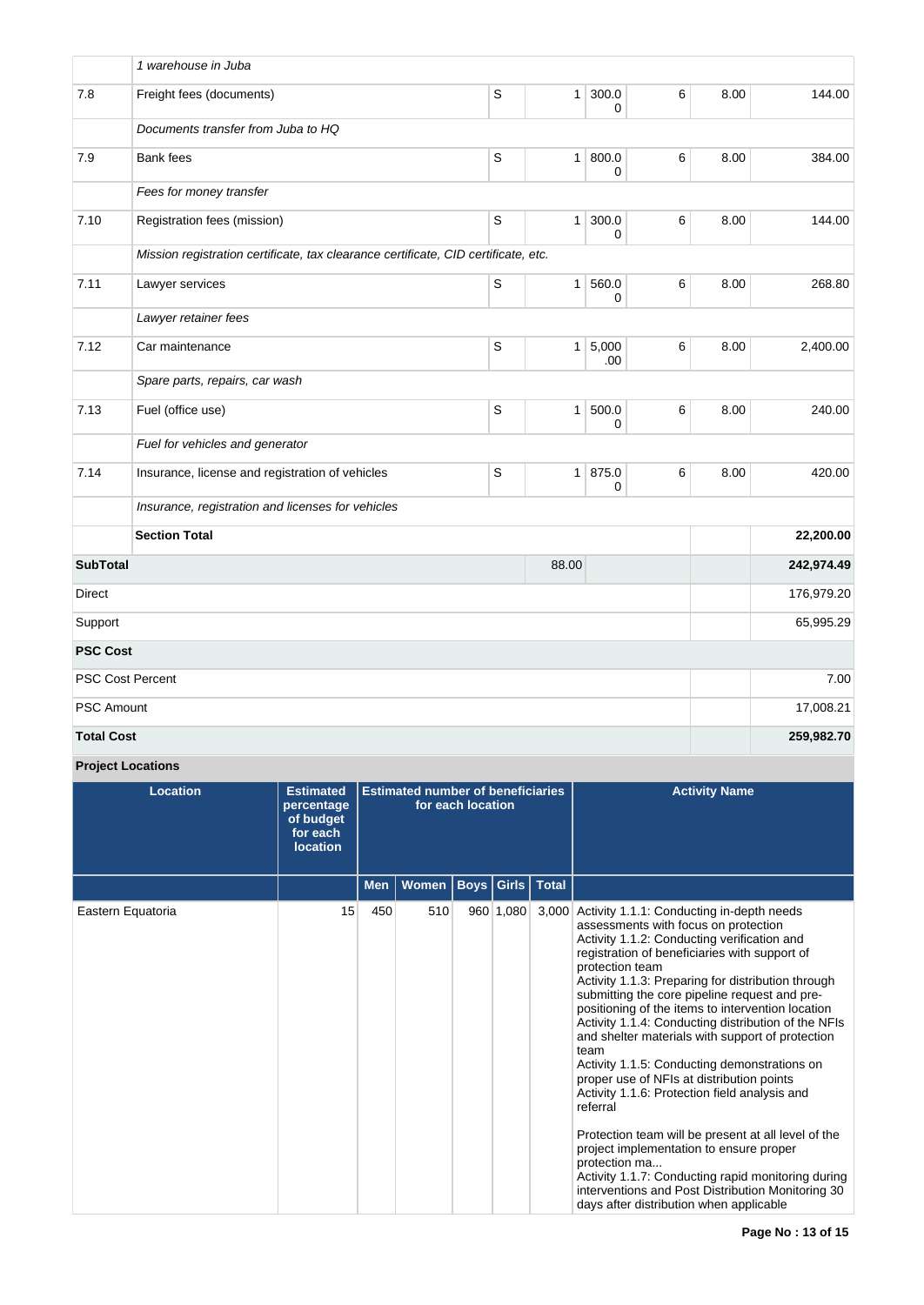| | | | | | | | |
|---|---|---|---|---|---|---|---|
| | *1 warehouse in Juba* | | | | | | |
| 7.8 | Freight fees (documents) | S | 1 | 300.00 | 6 | 8.00 | 144.00 |
| | *Documents transfer from Juba to HQ* | | | | | | |
| 7.9 | Bank fees | S | 1 | 800.00 | 6 | 8.00 | 384.00 |
| | *Fees for money transfer* | | | | | | |
| 7.10 | Registration fees (mission) | S | 1 | 300.00 | 6 | 8.00 | 144.00 |
| | *Mission registration certificate, tax clearance certificate, CID certificate, etc.* | | | | | | |
| 7.11 | Lawyer services | S | 1 | 560.00 | 6 | 8.00 | 268.80 |
| | *Lawyer retainer fees* | | | | | | |
| 7.12 | Car maintenance | S | 1 | 5,000.00 | 6 | 8.00 | 2,400.00 |
| | *Spare parts, repairs, car wash* | | | | | | |
| 7.13 | Fuel (office use) | S | 1 | 500.00 | 6 | 8.00 | 240.00 |
| | *Fuel for vehicles and generator* | | | | | | |
| 7.14 | Insurance, license and registration of vehicles | S | 1 | 875.00 | 6 | 8.00 | 420.00 |
| | *Insurance, registration and licenses for vehicles* | | | | | | |
| | **Section Total** | | | | | | **22,200.00** |
| **SubTotal** | | | 88.00 | | | | **242,974.49** |
| Direct | | | | | | | 176,979.20 |
| Support | | | | | | | 65,995.29 |
| **PSC Cost** | | | | | | | |
| PSC Cost Percent | | | | | | | 7.00 |
| PSC Amount | | | | | | | 17,008.21 |
| **Total Cost** | | | | | | | **259,982.70** |

**Project Locations**

| Location | Estimated percentage of budget for each location | Estimated number of beneficiaries for each location | | | | | Activity Name |
|---|---|---|---|---|---|---|---|
| | | Men | Women | Boys | Girls | Total | |
| Eastern Equatoria | 15 | 450 | 510 | 960 | 1,080 | 3,000 | Activity 1.1.1: Conducting in-depth needs assessments with focus on protection<br>Activity 1.1.2: Conducting verification and registration of beneficiaries with support of protection team<br>Activity 1.1.3: Preparing for distribution through submitting the core pipeline request and pre-positioning of the items to intervention location<br>Activity 1.1.4: Conducting distribution of the NFIs and shelter materials with support of protection team<br>Activity 1.1.5: Conducting demonstrations on proper use of NFIs at distribution points<br>Activity 1.1.6: Protection field analysis and referral<br><br>Protection team will be present at all level of the project implementation to ensure proper protection ma...<br>Activity 1.1.7: Conducting rapid monitoring during interventions and Post Distribution Monitoring 30 days after distribution when applicable |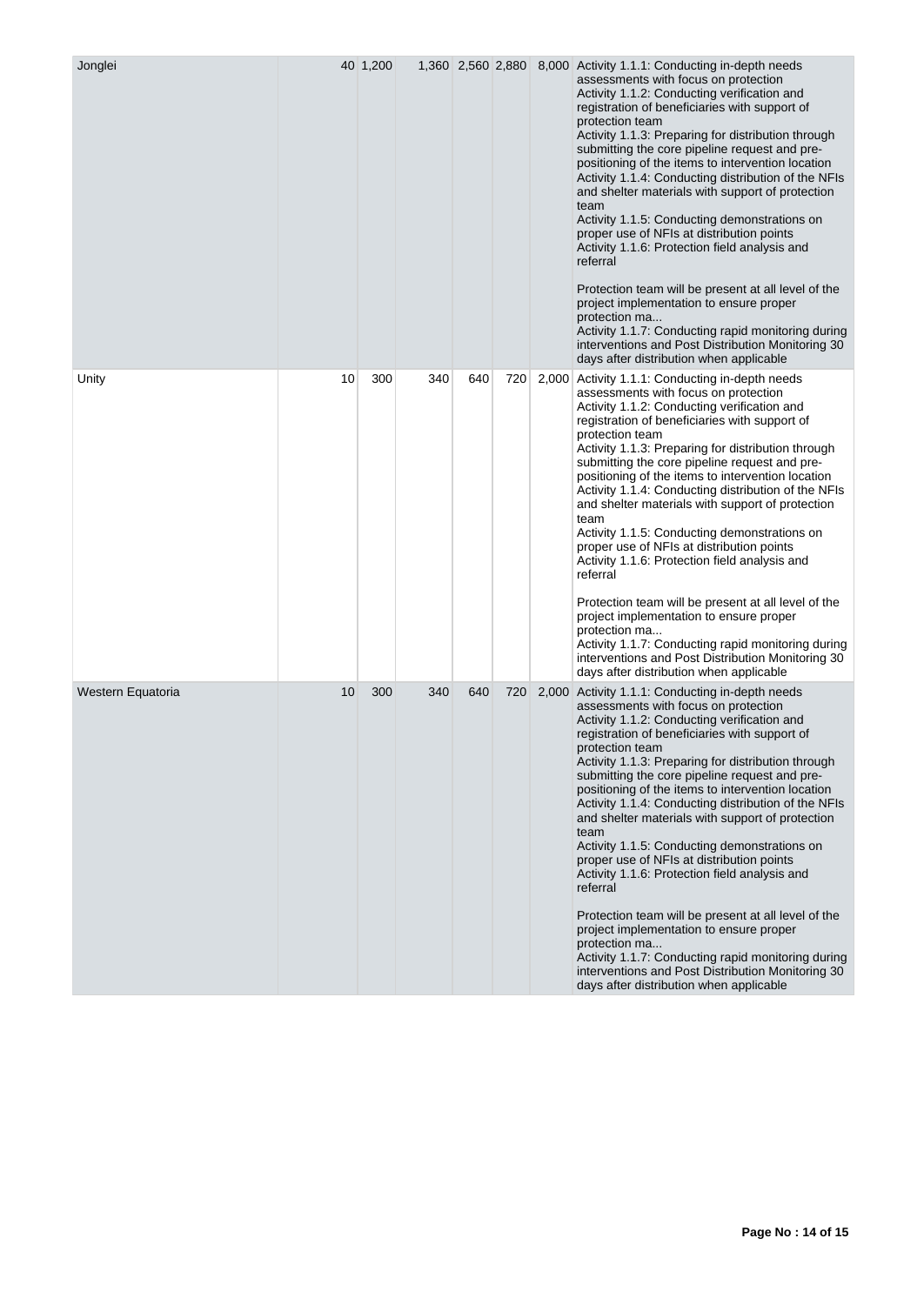| | | | | | | | |
|---|---|---|---|---|---|---|---|
| Jonglei | 40 | 1,200 | 1,360 | 2,560 | 2,880 | 8,000 | Activity 1.1.1: Conducting in-depth needs assessments with focus on protection<br>Activity 1.1.2: Conducting verification and registration of beneficiaries with support of protection team<br>Activity 1.1.3: Preparing for distribution through submitting the core pipeline request and pre-positioning of the items to intervention location<br>Activity 1.1.4: Conducting distribution of the NFIs and shelter materials with support of protection team<br>Activity 1.1.5: Conducting demonstrations on proper use of NFIs at distribution points<br>Activity 1.1.6: Protection field analysis and referral<br><br>Protection team will be present at all level of the project implementation to ensure proper protection ma...<br>Activity 1.1.7: Conducting rapid monitoring during interventions and Post Distribution Monitoring 30 days after distribution when applicable |
| Unity | 10 | 300 | 340 | 640 | 720 | 2,000 | Activity 1.1.1: Conducting in-depth needs assessments with focus on protection<br>Activity 1.1.2: Conducting verification and registration of beneficiaries with support of protection team<br>Activity 1.1.3: Preparing for distribution through submitting the core pipeline request and pre-positioning of the items to intervention location<br>Activity 1.1.4: Conducting distribution of the NFIs and shelter materials with support of protection team<br>Activity 1.1.5: Conducting demonstrations on proper use of NFIs at distribution points<br>Activity 1.1.6: Protection field analysis and referral<br><br>Protection team will be present at all level of the project implementation to ensure proper protection ma...<br>Activity 1.1.7: Conducting rapid monitoring during interventions and Post Distribution Monitoring 30 days after distribution when applicable |
| Western Equatoria | 10 | 300 | 340 | 640 | 720 | 2,000 | Activity 1.1.1: Conducting in-depth needs assessments with focus on protection<br>Activity 1.1.2: Conducting verification and registration of beneficiaries with support of protection team<br>Activity 1.1.3: Preparing for distribution through submitting the core pipeline request and pre-positioning of the items to intervention location<br>Activity 1.1.4: Conducting distribution of the NFIs and shelter materials with support of protection team<br>Activity 1.1.5: Conducting demonstrations on proper use of NFIs at distribution points<br>Activity 1.1.6: Protection field analysis and referral<br><br>Protection team will be present at all level of the project implementation to ensure proper protection ma...<br>Activity 1.1.7: Conducting rapid monitoring during interventions and Post Distribution Monitoring 30 days after distribution when applicable |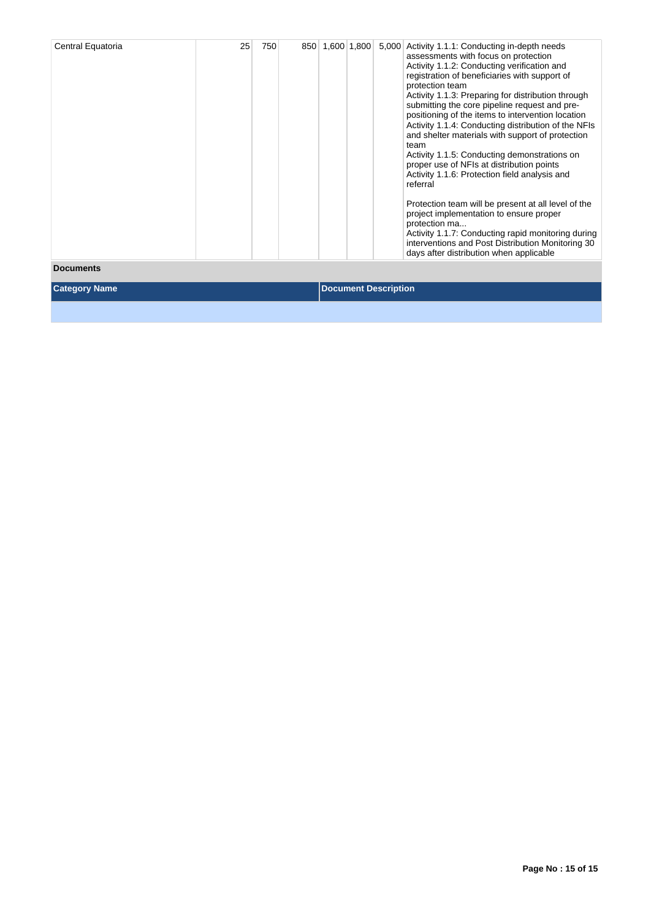| | | | | | | | |
|---|---|---|---|---|---|---|---|
| Central Equatoria | 25 | 750 | 850 | 1,600 | 1,800 | 5,000 | Activity 1.1.1: Conducting in-depth needs assessments with focus on protection<br>Activity 1.1.2: Conducting verification and registration of beneficiaries with support of protection team<br>Activity 1.1.3: Preparing for distribution through submitting the core pipeline request and pre-positioning of the items to intervention location<br>Activity 1.1.4: Conducting distribution of the NFIs and shelter materials with support of protection team<br>Activity 1.1.5: Conducting demonstrations on proper use of NFIs at distribution points<br>Activity 1.1.6: Protection field analysis and referral<br><br>Protection team will be present at all level of the project implementation to ensure proper protection ma...<br>Activity 1.1.7: Conducting rapid monitoring during interventions and Post Distribution Monitoring 30 days after distribution when applicable |

**Documents**

| Category Name | Document Description |
|---|---|
| | |